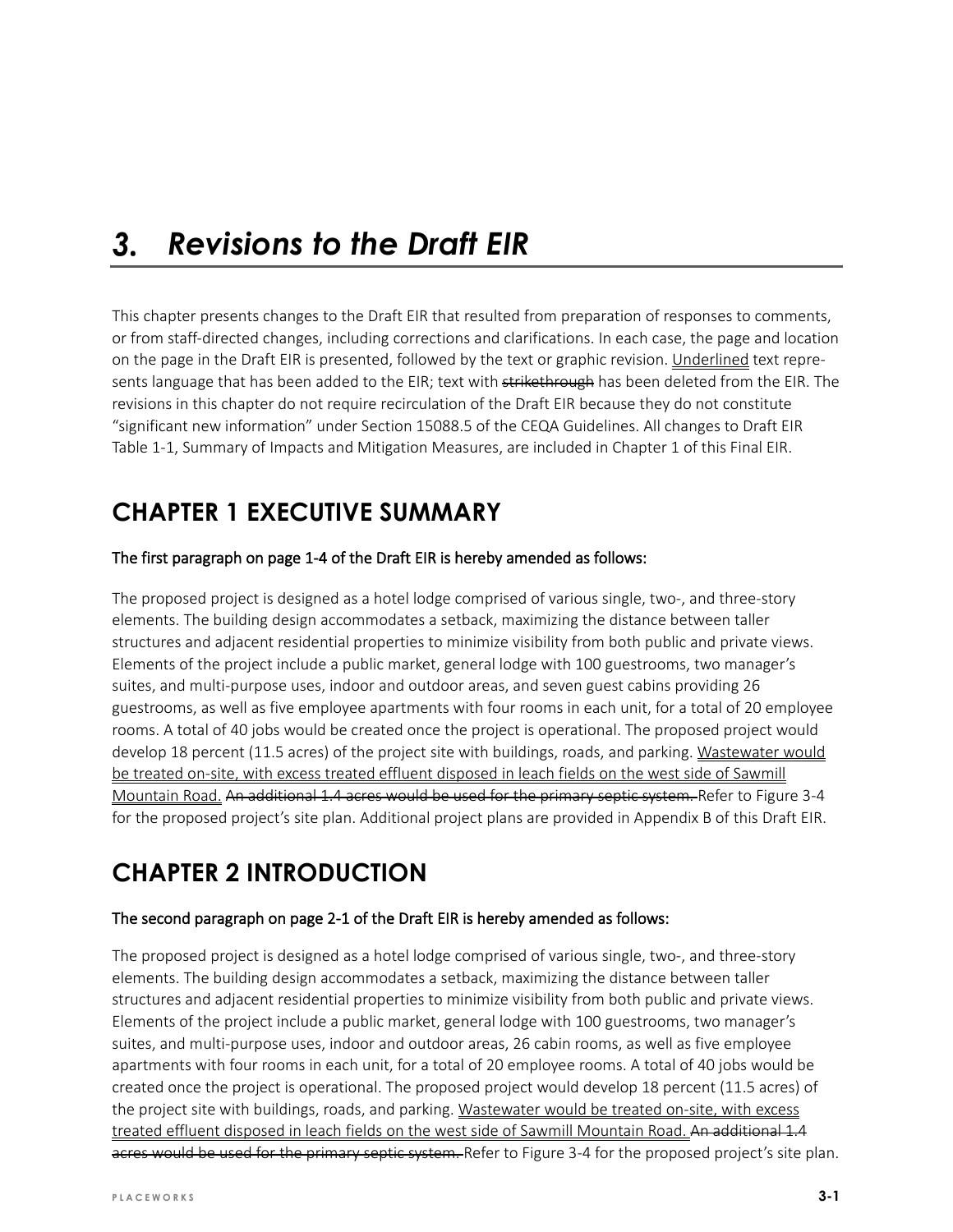# 3. Revisions to the Draft EIR

This chapter presents changes to the Draft EIR that resulted from preparation of responses to comments, or from staff-directed changes, including corrections and clarifications. In each case, the page and location on the page in the Draft EIR is presented, followed by the text or graphic revision. <u>Underlined</u> text represents language that has been added to the EIR; text with ~~strikethrough~~ has been deleted from the EIR. The revisions in this chapter do not require recirculation of the Draft EIR because they do not constitute "significant new information" under Section 15088.5 of the CEQA Guidelines. All changes to Draft EIR Table 1-1, Summary of Impacts and Mitigation Measures, are included in Chapter 1 of this Final EIR.

## CHAPTER 1 EXECUTIVE SUMMARY

**The first paragraph on page 1-4 of the Draft EIR is hereby amended as follows:**

The proposed project is designed as a hotel lodge comprised of various single, two-, and three-story elements. The building design accommodates a setback, maximizing the distance between taller structures and adjacent residential properties to minimize visibility from both public and private views. Elements of the project include a public market, general lodge with 100 guestrooms, two manager's suites, and multi-purpose uses, indoor and outdoor areas, and seven guest cabins providing 26 guestrooms, as well as five employee apartments with four rooms in each unit, for a total of 20 employee rooms. A total of 40 jobs would be created once the project is operational. The proposed project would develop 18 percent (11.5 acres) of the project site with buildings, roads, and parking. <u>Wastewater would be treated on-site, with excess treated effluent disposed in leach fields on the west side of Sawmill Mountain Road.</u> ~~An additional 1.4 acres would be used for the primary septic system.~~ Refer to Figure 3-4 for the proposed project's site plan. Additional project plans are provided in Appendix B of this Draft EIR.

## CHAPTER 2 INTRODUCTION

**The second paragraph on page 2-1 of the Draft EIR is hereby amended as follows:**

The proposed project is designed as a hotel lodge comprised of various single, two-, and three-story elements. The building design accommodates a setback, maximizing the distance between taller structures and adjacent residential properties to minimize visibility from both public and private views. Elements of the project include a public market, general lodge with 100 guestrooms, two manager's suites, and multi-purpose uses, indoor and outdoor areas, 26 cabin rooms, as well as five employee apartments with four rooms in each unit, for a total of 20 employee rooms. A total of 40 jobs would be created once the project is operational. The proposed project would develop 18 percent (11.5 acres) of the project site with buildings, roads, and parking. <u>Wastewater would be treated on-site, with excess treated effluent disposed in leach fields on the west side of Sawmill Mountain Road.</u> ~~An additional 1.4 acres would be used for the primary septic system.~~ Refer to Figure 3-4 for the proposed project's site plan.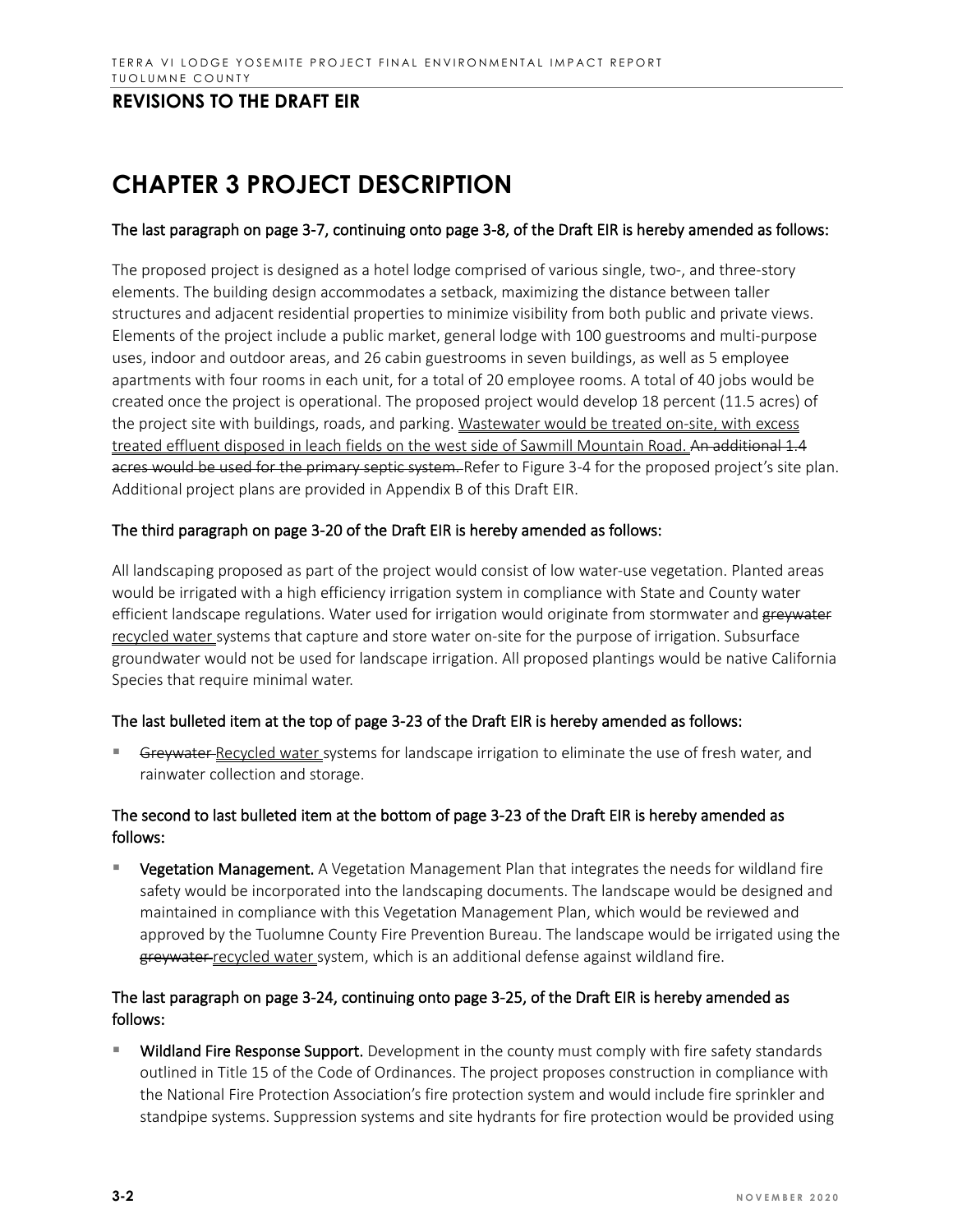## REVISIONS TO THE DRAFT EIR

# CHAPTER 3 PROJECT DESCRIPTION

<u>The last paragraph on page 3-7, continuing onto page 3-8, of the Draft EIR is hereby amended as follows:</u>

The proposed project is designed as a hotel lodge comprised of various single, two-, and three-story elements. The building design accommodates a setback, maximizing the distance between taller structures and adjacent residential properties to minimize visibility from both public and private views. Elements of the project include a public market, general lodge with 100 guestrooms and multi-purpose uses, indoor and outdoor areas, and 26 cabin guestrooms in seven buildings, as well as 5 employee apartments with four rooms in each unit, for a total of 20 employee rooms. A total of 40 jobs would be created once the project is operational. The proposed project would develop 18 percent (11.5 acres) of the project site with buildings, roads, and parking. <u>Wastewater would be treated on-site, with excess treated effluent disposed in leach fields on the west side of Sawmill Mountain Road.</u> ~~An additional 1.4 acres would be used for the primary septic system.~~ Refer to Figure 3-4 for the proposed project's site plan. Additional project plans are provided in Appendix B of this Draft EIR.

<u>The third paragraph on page 3-20 of the Draft EIR is hereby amended as follows:</u>

All landscaping proposed as part of the project would consist of low water-use vegetation. Planted areas would be irrigated with a high efficiency irrigation system in compliance with State and County water efficient landscape regulations. Water used for irrigation would originate from stormwater and ~~greywater~~ <u>recycled water</u> systems that capture and store water on-site for the purpose of irrigation. Subsurface groundwater would not be used for landscape irrigation. All proposed plantings would be native California Species that require minimal water.

<u>The last bulleted item at the top of page 3-23 of the Draft EIR is hereby amended as follows:</u>

- ~~Greywater~~ <u>Recycled water</u> systems for landscape irrigation to eliminate the use of fresh water, and rainwater collection and storage.

<u>The second to last bulleted item at the bottom of page 3-23 of the Draft EIR is hereby amended as follows:</u>

- **Vegetation Management.** A Vegetation Management Plan that integrates the needs for wildland fire safety would be incorporated into the landscaping documents. The landscape would be designed and maintained in compliance with this Vegetation Management Plan, which would be reviewed and approved by the Tuolumne County Fire Prevention Bureau. The landscape would be irrigated using the ~~greywater~~ <u>recycled water</u> system, which is an additional defense against wildland fire.

<u>The last paragraph on page 3-24, continuing onto page 3-25, of the Draft EIR is hereby amended as follows:</u>

- **Wildland Fire Response Support.** Development in the county must comply with fire safety standards outlined in Title 15 of the Code of Ordinances. The project proposes construction in compliance with the National Fire Protection Association's fire protection system and would include fire sprinkler and standpipe systems. Suppression systems and site hydrants for fire protection would be provided using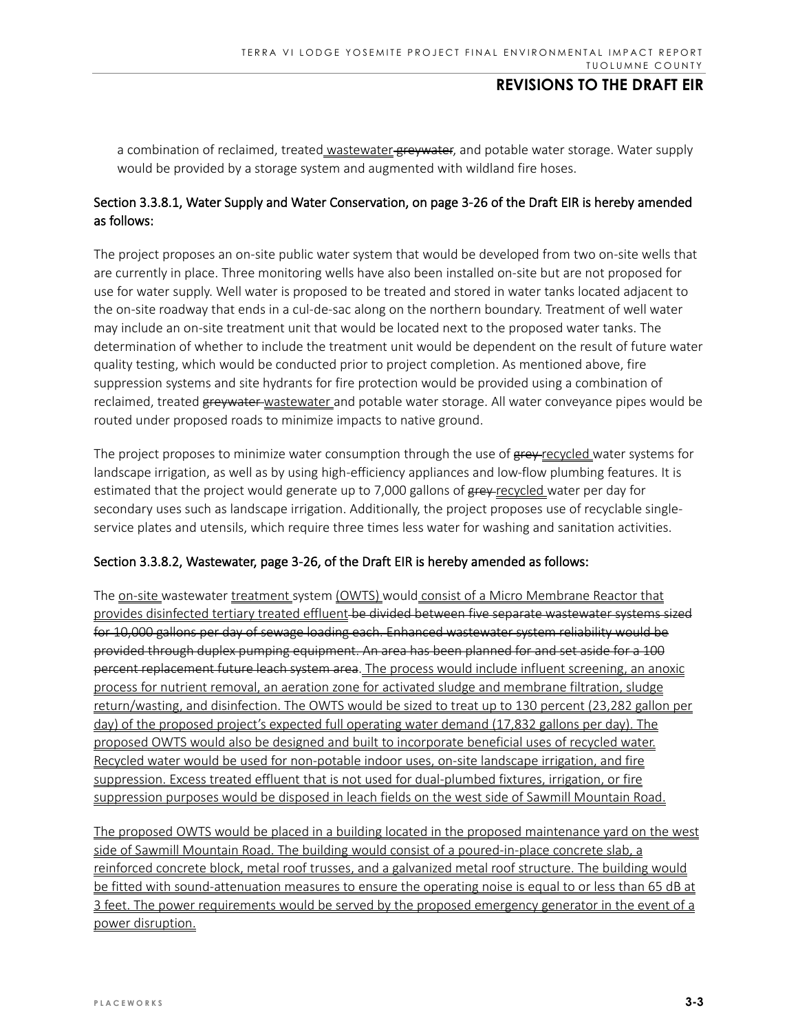a combination of reclaimed, treated <u>wastewater</u> ~~greywater~~, and potable water storage. Water supply would be provided by a storage system and augmented with wildland fire hoses.

**Section 3.3.8.1, Water Supply and Water Conservation, on page 3-26 of the Draft EIR is hereby amended as follows:**

The project proposes an on-site public water system that would be developed from two on-site wells that are currently in place. Three monitoring wells have also been installed on-site but are not proposed for use for water supply. Well water is proposed to be treated and stored in water tanks located adjacent to the on-site roadway that ends in a cul-de-sac along on the northern boundary. Treatment of well water may include an on-site treatment unit that would be located next to the proposed water tanks. The determination of whether to include the treatment unit would be dependent on the result of future water quality testing, which would be conducted prior to project completion. As mentioned above, fire suppression systems and site hydrants for fire protection would be provided using a combination of reclaimed, treated ~~greywater~~ <u>wastewater</u> and potable water storage. All water conveyance pipes would be routed under proposed roads to minimize impacts to native ground.

The project proposes to minimize water consumption through the use of ~~grey~~ <u>recycled</u> water systems for landscape irrigation, as well as by using high-efficiency appliances and low-flow plumbing features. It is estimated that the project would generate up to 7,000 gallons of ~~grey~~ <u>recycled</u> water per day for secondary uses such as landscape irrigation. Additionally, the project proposes use of recyclable single-service plates and utensils, which require three times less water for washing and sanitation activities.

**Section 3.3.8.2, Wastewater, page 3-26, of the Draft EIR is hereby amended as follows:**

The <u>on-site</u> wastewater <u>treatment</u> system <u>(OWTS)</u> would <u>consist of a Micro Membrane Reactor that provides disinfected tertiary treated effluent</u> ~~be divided between five separate wastewater systems sized for 10,000 gallons per day of sewage loading each. Enhanced wastewater system reliability would be provided through duplex pumping equipment. An area has been planned for and set aside for a 100 percent replacement future leach system area.~~ <u>The process would include influent screening, an anoxic process for nutrient removal, an aeration zone for activated sludge and membrane filtration, sludge return/wasting, and disinfection. The OWTS would be sized to treat up to 130 percent (23,282 gallon per day) of the proposed project's expected full operating water demand (17,832 gallons per day). The proposed OWTS would also be designed and built to incorporate beneficial uses of recycled water. Recycled water would be used for non-potable indoor uses, on-site landscape irrigation, and fire suppression. Excess treated effluent that is not used for dual-plumbed fixtures, irrigation, or fire suppression purposes would be disposed in leach fields on the west side of Sawmill Mountain Road.</u>

<u>The proposed OWTS would be placed in a building located in the proposed maintenance yard on the west side of Sawmill Mountain Road. The building would consist of a poured-in-place concrete slab, a reinforced concrete block, metal roof trusses, and a galvanized metal roof structure. The building would be fitted with sound-attenuation measures to ensure the operating noise is equal to or less than 65 dB at 3 feet. The power requirements would be served by the proposed emergency generator in the event of a power disruption.</u>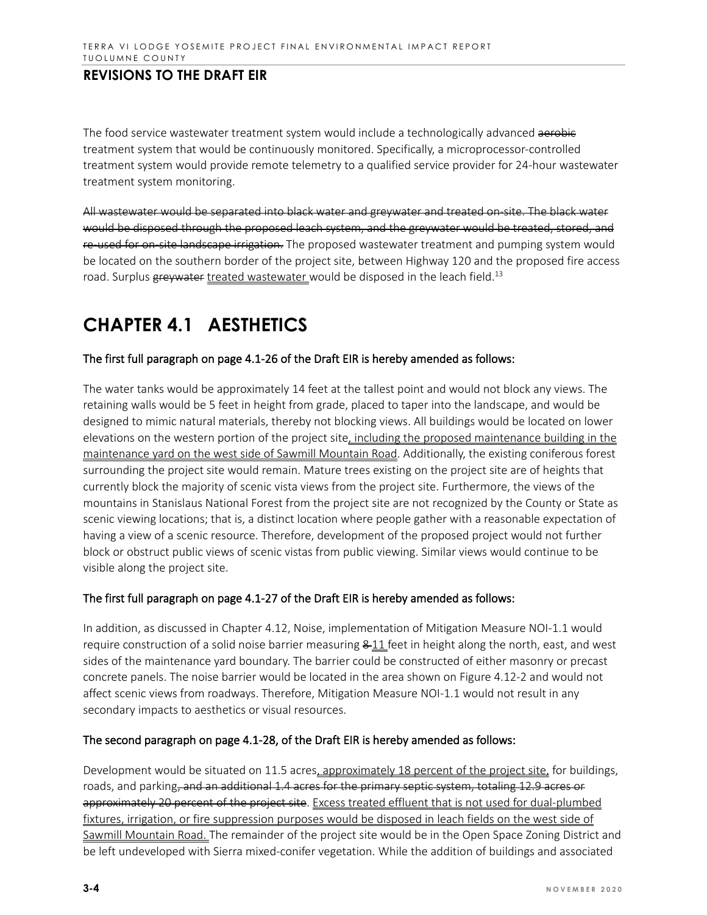## REVISIONS TO THE DRAFT EIR

The food service wastewater treatment system would include a technologically advanced ~~aerobic~~ treatment system that would be continuously monitored. Specifically, a microprocessor-controlled treatment system would provide remote telemetry to a qualified service provider for 24-hour wastewater treatment system monitoring.

~~All wastewater would be separated into black water and greywater and treated on-site. The black water would be disposed through the proposed leach system, and the greywater would be treated, stored, and re-used for on-site landscape irrigation.~~ The proposed wastewater treatment and pumping system would be located on the southern border of the project site, between Highway 120 and the proposed fire access road. Surplus ~~greywater~~ <u>treated wastewater</u> would be disposed in the leach field.[13]

# CHAPTER 4.1 AESTHETICS

<u>The first full paragraph on page 4.1-26 of the Draft EIR is hereby amended as follows:</u>

The water tanks would be approximately 14 feet at the tallest point and would not block any views. The retaining walls would be 5 feet in height from grade, placed to taper into the landscape, and would be designed to mimic natural materials, thereby not blocking views. All buildings would be located on lower elevations on the western portion of the project site<u>, including the proposed maintenance building in the maintenance yard on the west side of Sawmill Mountain Road</u>. Additionally, the existing coniferous forest surrounding the project site would remain. Mature trees existing on the project site are of heights that currently block the majority of scenic vista views from the project site. Furthermore, the views of the mountains in Stanislaus National Forest from the project site are not recognized by the County or State as scenic viewing locations; that is, a distinct location where people gather with a reasonable expectation of having a view of a scenic resource. Therefore, development of the proposed project would not further block or obstruct public views of scenic vistas from public viewing. Similar views would continue to be visible along the project site.

<u>The first full paragraph on page 4.1-27 of the Draft EIR is hereby amended as follows:</u>

In addition, as discussed in Chapter 4.12, Noise, implementation of Mitigation Measure NOI-1.1 would require construction of a solid noise barrier measuring ~~8~~ <u>11</u> feet in height along the north, east, and west sides of the maintenance yard boundary. The barrier could be constructed of either masonry or precast concrete panels. The noise barrier would be located in the area shown on Figure 4.12-2 and would not affect scenic views from roadways. Therefore, Mitigation Measure NOI-1.1 would not result in any secondary impacts to aesthetics or visual resources.

<u>The second paragraph on page 4.1-28, of the Draft EIR is hereby amended as follows:</u>

Development would be situated on 11.5 acres<u>, approximately 18 percent of the project site,</u> for buildings, roads, and parking~~, and an additional 1.4 acres for the primary septic system, totaling 12.9 acres or approximately 20 percent of the project site~~. <u>Excess treated effluent that is not used for dual-plumbed fixtures, irrigation, or fire suppression purposes would be disposed in leach fields on the west side of Sawmill Mountain Road.</u> The remainder of the project site would be in the Open Space Zoning District and be left undeveloped with Sierra mixed-conifer vegetation. While the addition of buildings and associated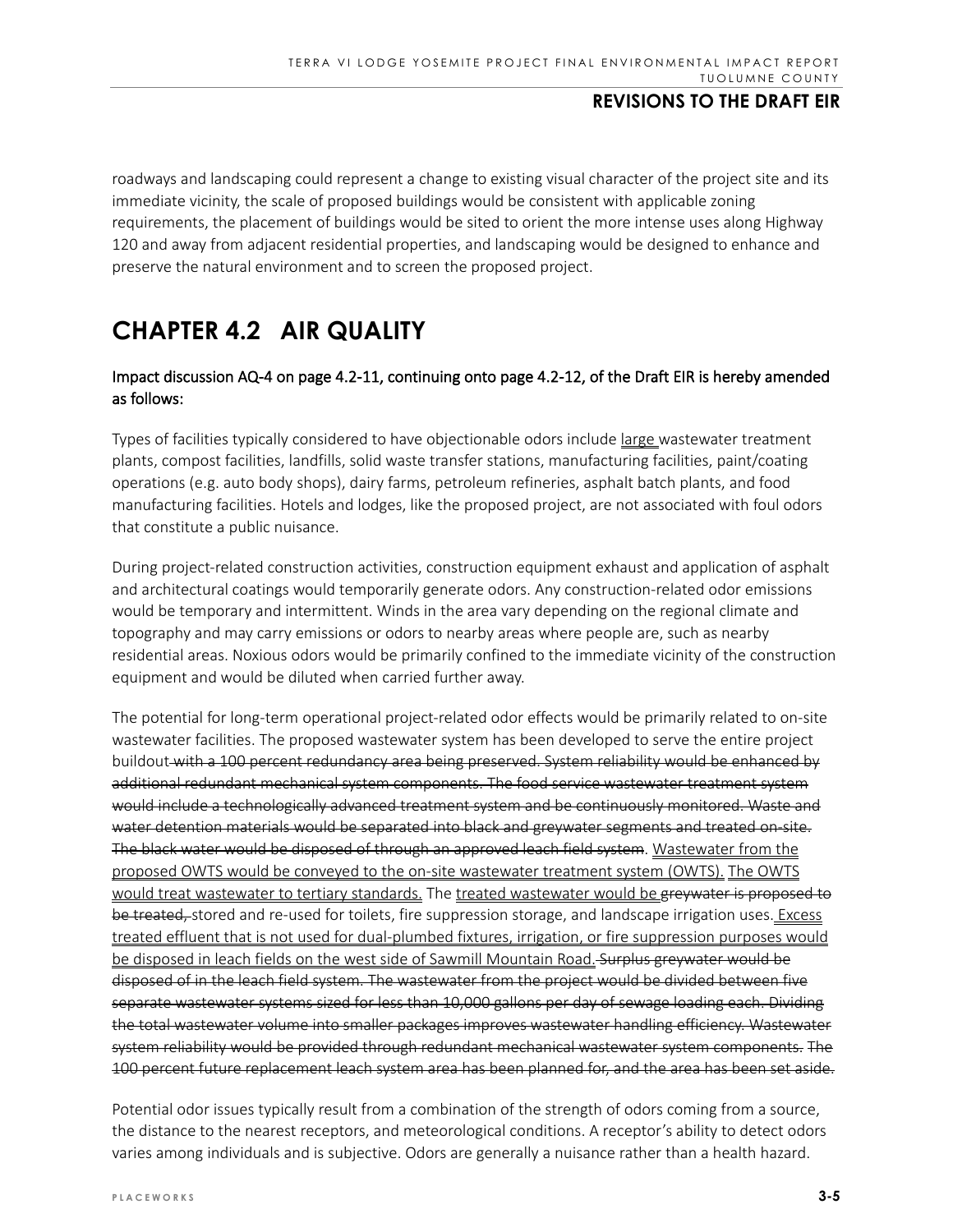roadways and landscaping could represent a change to existing visual character of the project site and its immediate vicinity, the scale of proposed buildings would be consistent with applicable zoning requirements, the placement of buildings would be sited to orient the more intense uses along Highway 120 and away from adjacent residential properties, and landscaping would be designed to enhance and preserve the natural environment and to screen the proposed project.

# CHAPTER 4.2 AIR QUALITY

Impact discussion AQ-4 on page 4.2-11, continuing onto page 4.2-12, of the Draft EIR is hereby amended as follows:

Types of facilities typically considered to have objectionable odors include <u>large</u> wastewater treatment plants, compost facilities, landfills, solid waste transfer stations, manufacturing facilities, paint/coating operations (e.g. auto body shops), dairy farms, petroleum refineries, asphalt batch plants, and food manufacturing facilities. Hotels and lodges, like the proposed project, are not associated with foul odors that constitute a public nuisance.

During project-related construction activities, construction equipment exhaust and application of asphalt and architectural coatings would temporarily generate odors. Any construction-related odor emissions would be temporary and intermittent. Winds in the area vary depending on the regional climate and topography and may carry emissions or odors to nearby areas where people are, such as nearby residential areas. Noxious odors would be primarily confined to the immediate vicinity of the construction equipment and would be diluted when carried further away.

The potential for long-term operational project-related odor effects would be primarily related to on-site wastewater facilities. The proposed wastewater system has been developed to serve the entire project buildout~~ with a 100 percent redundancy area being preserved. System reliability would be enhanced by additional redundant mechanical system components. The food service wastewater treatment system would include a technologically advanced treatment system and be continuously monitored. Waste and water detention materials would be separated into black and greywater segments and treated on-site. The black water would be disposed of through an approved leach field system~~. <u>Wastewater from the proposed OWTS would be conveyed to the on-site wastewater treatment system (OWTS).</u> <u>The OWTS would treat wastewater to tertiary standards.</u> The <u>treated wastewater would be</u> ~~greywater is proposed to be treated,~~ stored and re-used for toilets, fire suppression storage, and landscape irrigation uses.<u> Excess treated effluent that is not used for dual-plumbed fixtures, irrigation, or fire suppression purposes would be disposed in leach fields on the west side of Sawmill Mountain Road.</u>~~ Surplus greywater would be disposed of in the leach field system. The wastewater from the project would be divided between five separate wastewater systems sized for less than 10,000 gallons per day of sewage loading each. Dividing the total wastewater volume into smaller packages improves wastewater handling efficiency. Wastewater system reliability would be provided through redundant mechanical wastewater system components. The 100 percent future replacement leach system area has been planned for, and the area has been set aside.~~

Potential odor issues typically result from a combination of the strength of odors coming from a source, the distance to the nearest receptors, and meteorological conditions. A receptor's ability to detect odors varies among individuals and is subjective. Odors are generally a nuisance rather than a health hazard.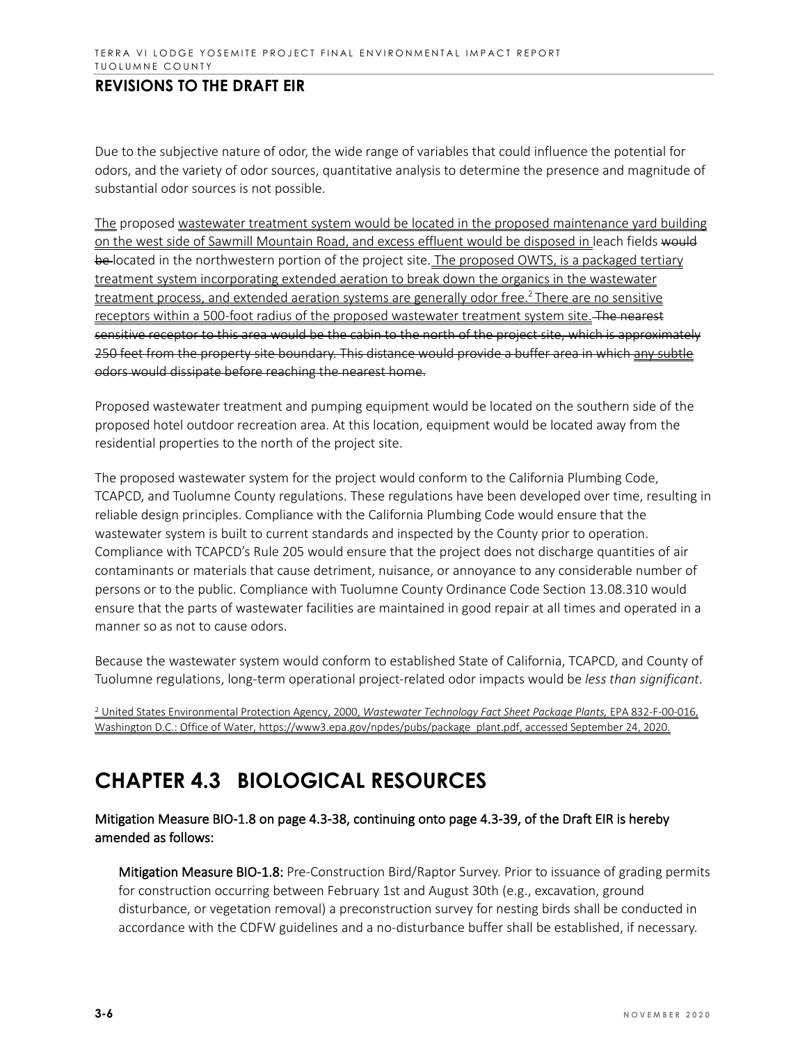## REVISIONS TO THE DRAFT EIR

Due to the subjective nature of odor, the wide range of variables that could influence the potential for odors, and the variety of odor sources, quantitative analysis to determine the presence and magnitude of substantial odor sources is not possible.

<u>The</u> proposed <u>wastewater treatment system would be located in the proposed maintenance yard building on the west side of Sawmill Mountain Road, and excess effluent would be disposed in</u> leach fields ~~would be~~ located in the northwestern portion of the project site.<u> The proposed OWTS, is a packaged tertiary treatment system incorporating extended aeration to break down the organics in the wastewater treatment process, and extended aeration systems are generally odor free.[2] There are no sensitive receptors within a 500-foot radius of the proposed wastewater treatment system site.</u> ~~The nearest sensitive receptor to this area would be the cabin to the north of the project site, which is approximately 250 feet from the property site boundary. This distance would provide a buffer area in which~~ <u>any subtle</u> ~~odors would dissipate before reaching the nearest home.~~

Proposed wastewater treatment and pumping equipment would be located on the southern side of the proposed hotel outdoor recreation area. At this location, equipment would be located away from the residential properties to the north of the project site.

The proposed wastewater system for the project would conform to the California Plumbing Code, TCAPCD, and Tuolumne County regulations. These regulations have been developed over time, resulting in reliable design principles. Compliance with the California Plumbing Code would ensure that the wastewater system is built to current standards and inspected by the County prior to operation. Compliance with TCAPCD's Rule 205 would ensure that the project does not discharge quantities of air contaminants or materials that cause detriment, nuisance, or annoyance to any considerable number of persons or to the public. Compliance with Tuolumne County Ordinance Code Section 13.08.310 would ensure that the parts of wastewater facilities are maintained in good repair at all times and operated in a manner so as not to cause odors.

Because the wastewater system would conform to established State of California, TCAPCD, and County of Tuolumne regulations, long-term operational project-related odor impacts would be *less than significant*.

<u>[2] United States Environmental Protection Agency, 2000, *Wastewater Technology Fact Sheet Package Plants,* EPA 832-F-00-016, Washington D.C.: Office of Water, https://www3.epa.gov/npdes/pubs/package_plant.pdf, accessed September 24, 2020.</u>

# CHAPTER 4.3 BIOLOGICAL RESOURCES

**Mitigation Measure BIO-1.8 on page 4.3-38, continuing onto page 4.3-39, of the Draft EIR is hereby amended as follows:**

**Mitigation Measure BIO-1.8:** Pre-Construction Bird/Raptor Survey. Prior to issuance of grading permits for construction occurring between February 1st and August 30th (e.g., excavation, ground disturbance, or vegetation removal) a preconstruction survey for nesting birds shall be conducted in accordance with the CDFW guidelines and a no-disturbance buffer shall be established, if necessary.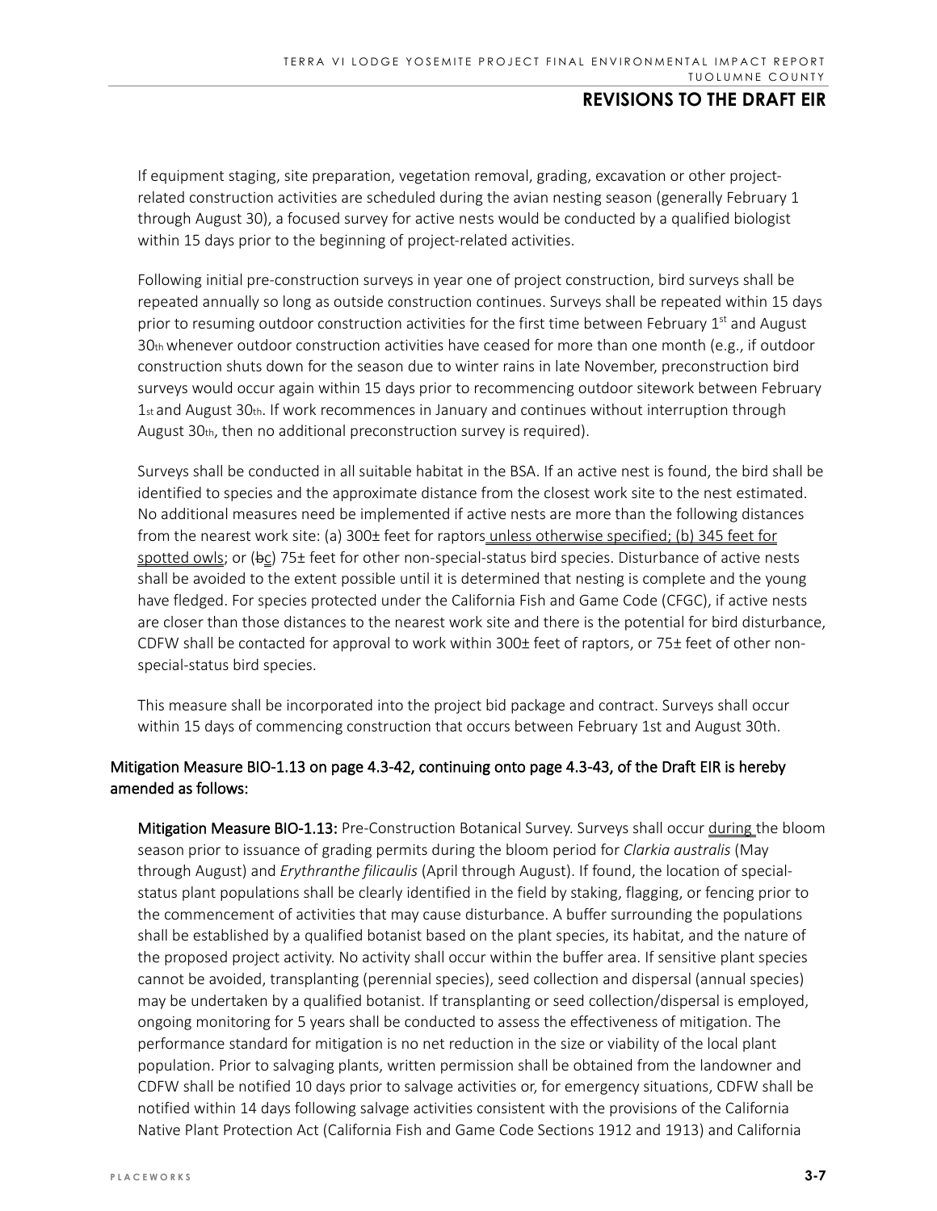If equipment staging, site preparation, vegetation removal, grading, excavation or other project-related construction activities are scheduled during the avian nesting season (generally February 1 through August 30), a focused survey for active nests would be conducted by a qualified biologist within 15 days prior to the beginning of project-related activities.

Following initial pre-construction surveys in year one of project construction, bird surveys shall be repeated annually so long as outside construction continues. Surveys shall be repeated within 15 days prior to resuming outdoor construction activities for the first time between February 1st and August 30th whenever outdoor construction activities have ceased for more than one month (e.g., if outdoor construction shuts down for the season due to winter rains in late November, preconstruction bird surveys would occur again within 15 days prior to recommencing outdoor sitework between February 1st and August 30th. If work recommences in January and continues without interruption through August 30th, then no additional preconstruction survey is required).

Surveys shall be conducted in all suitable habitat in the BSA. If an active nest is found, the bird shall be identified to species and the approximate distance from the closest work site to the nest estimated. No additional measures need be implemented if active nests are more than the following distances from the nearest work site: (a) 300± feet for raptors unless otherwise specified; (b) 345 feet for spotted owls; or (~~b~~c) 75± feet for other non-special-status bird species. Disturbance of active nests shall be avoided to the extent possible until it is determined that nesting is complete and the young have fledged. For species protected under the California Fish and Game Code (CFGC), if active nests are closer than those distances to the nearest work site and there is the potential for bird disturbance, CDFW shall be contacted for approval to work within 300± feet of raptors, or 75± feet of other non-special-status bird species.

This measure shall be incorporated into the project bid package and contract. Surveys shall occur within 15 days of commencing construction that occurs between February 1st and August 30th.

Mitigation Measure BIO-1.13 on page 4.3-42, continuing onto page 4.3-43, of the Draft EIR is hereby amended as follows:

**Mitigation Measure BIO-1.13:** Pre-Construction Botanical Survey. Surveys shall occur during the bloom season prior to issuance of grading permits during the bloom period for *Clarkia australis* (May through August) and *Erythranthe filicaulis* (April through August). If found, the location of special-status plant populations shall be clearly identified in the field by staking, flagging, or fencing prior to the commencement of activities that may cause disturbance. A buffer surrounding the populations shall be established by a qualified botanist based on the plant species, its habitat, and the nature of the proposed project activity. No activity shall occur within the buffer area. If sensitive plant species cannot be avoided, transplanting (perennial species), seed collection and dispersal (annual species) may be undertaken by a qualified botanist. If transplanting or seed collection/dispersal is employed, ongoing monitoring for 5 years shall be conducted to assess the effectiveness of mitigation. The performance standard for mitigation is no net reduction in the size or viability of the local plant population. Prior to salvaging plants, written permission shall be obtained from the landowner and CDFW shall be notified 10 days prior to salvage activities or, for emergency situations, CDFW shall be notified within 14 days following salvage activities consistent with the provisions of the California Native Plant Protection Act (California Fish and Game Code Sections 1912 and 1913) and California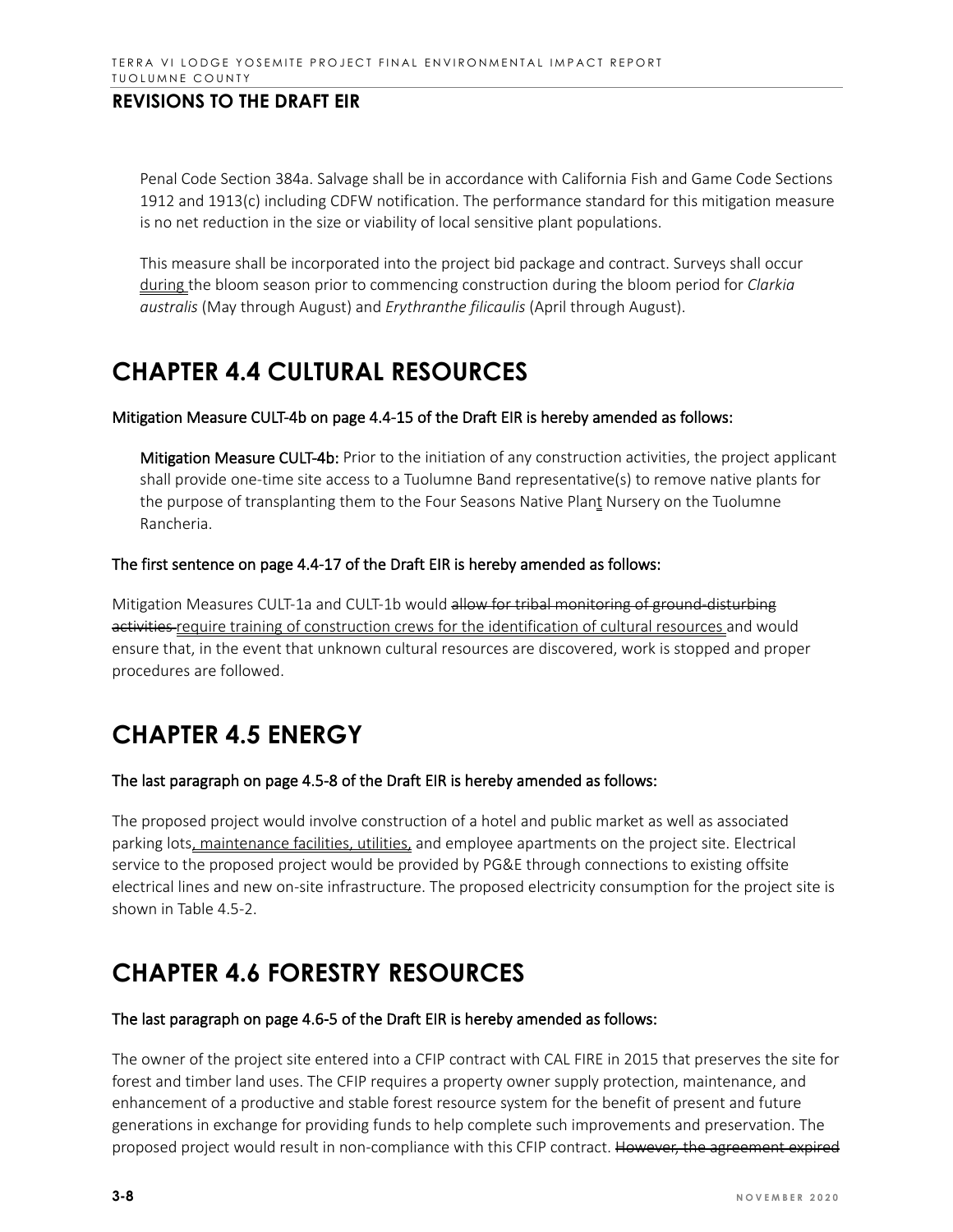Penal Code Section 384a. Salvage shall be in accordance with California Fish and Game Code Sections 1912 and 1913(c) including CDFW notification. The performance standard for this mitigation measure is no net reduction in the size or viability of local sensitive plant populations.

This measure shall be incorporated into the project bid package and contract. Surveys shall occur <u>during </u>the bloom season prior to commencing construction during the bloom period for *Clarkia australis* (May through August) and *Erythranthe filicaulis* (April through August).

# CHAPTER 4.4 CULTURAL RESOURCES

**Mitigation Measure CULT-4b on page 4.4-15 of the Draft EIR is hereby amended as follows:**

**Mitigation Measure CULT-4b:** Prior to the initiation of any construction activities, the project applicant shall provide one-time site access to a Tuolumne Band representative(s) to remove native plants for the purpose of transplanting them to the Four Seasons Native Plan<u>t</u> Nursery on the Tuolumne Rancheria.

**The first sentence on page 4.4-17 of the Draft EIR is hereby amended as follows:**

Mitigation Measures CULT-1a and CULT-1b would ~~allow for tribal monitoring of ground-disturbing activities~~ <u>require training of construction crews for the identification of cultural resources</u> and would ensure that, in the event that unknown cultural resources are discovered, work is stopped and proper procedures are followed.

# CHAPTER 4.5 ENERGY

**The last paragraph on page 4.5-8 of the Draft EIR is hereby amended as follows:**

The proposed project would involve construction of a hotel and public market as well as associated parking lots<u>, maintenance facilities, utilities,</u> and employee apartments on the project site. Electrical service to the proposed project would be provided by PG&E through connections to existing offsite electrical lines and new on-site infrastructure. The proposed electricity consumption for the project site is shown in Table 4.5-2.

# CHAPTER 4.6 FORESTRY RESOURCES

**The last paragraph on page 4.6-5 of the Draft EIR is hereby amended as follows:**

The owner of the project site entered into a CFIP contract with CAL FIRE in 2015 that preserves the site for forest and timber land uses. The CFIP requires a property owner supply protection, maintenance, and enhancement of a productive and stable forest resource system for the benefit of present and future generations in exchange for providing funds to help complete such improvements and preservation. The proposed project would result in non-compliance with this CFIP contract. ~~However, the agreement expired~~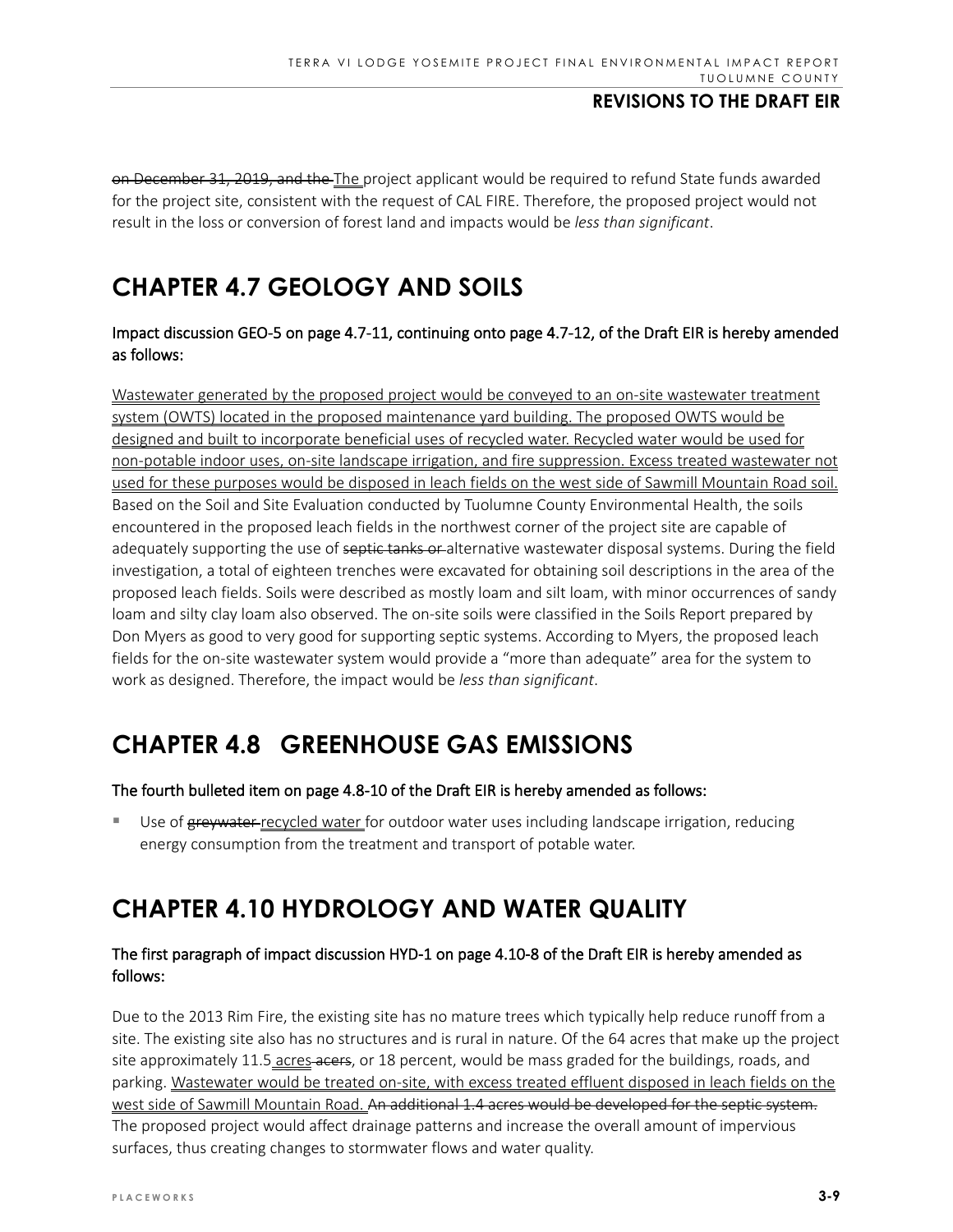~~on December 31, 2019, and the~~ The project applicant would be required to refund State funds awarded for the project site, consistent with the request of CAL FIRE. Therefore, the proposed project would not result in the loss or conversion of forest land and impacts would be *less than significant*.

# CHAPTER 4.7 GEOLOGY AND SOILS

**Impact discussion GEO-5 on page 4.7-11, continuing onto page 4.7-12, of the Draft EIR is hereby amended as follows:**

<u>Wastewater generated by the proposed project would be conveyed to an on-site wastewater treatment system (OWTS) located in the proposed maintenance yard building. The proposed OWTS would be designed and built to incorporate beneficial uses of recycled water. Recycled water would be used for non-potable indoor uses, on-site landscape irrigation, and fire suppression. Excess treated wastewater not used for these purposes would be disposed in leach fields on the west side of Sawmill Mountain Road soil.</u> Based on the Soil and Site Evaluation conducted by Tuolumne County Environmental Health, the soils encountered in the proposed leach fields in the northwest corner of the project site are capable of adequately supporting the use of ~~septic tanks or~~ alternative wastewater disposal systems. During the field investigation, a total of eighteen trenches were excavated for obtaining soil descriptions in the area of the proposed leach fields. Soils were described as mostly loam and silt loam, with minor occurrences of sandy loam and silty clay loam also observed. The on-site soils were classified in the Soils Report prepared by Don Myers as good to very good for supporting septic systems. According to Myers, the proposed leach fields for the on-site wastewater system would provide a "more than adequate" area for the system to work as designed. Therefore, the impact would be *less than significant*.

# CHAPTER 4.8 GREENHOUSE GAS EMISSIONS

**The fourth bulleted item on page 4.8-10 of the Draft EIR is hereby amended as follows:**

- Use of ~~greywater~~ <u>recycled water</u> for outdoor water uses including landscape irrigation, reducing energy consumption from the treatment and transport of potable water.

# CHAPTER 4.10 HYDROLOGY AND WATER QUALITY

**The first paragraph of impact discussion HYD-1 on page 4.10-8 of the Draft EIR is hereby amended as follows:**

Due to the 2013 Rim Fire, the existing site has no mature trees which typically help reduce runoff from a site. The existing site also has no structures and is rural in nature. Of the 64 acres that make up the project site approximately 11.5 <u>acres</u> ~~acers~~, or 18 percent, would be mass graded for the buildings, roads, and parking. <u>Wastewater would be treated on-site, with excess treated effluent disposed in leach fields on the west side of Sawmill Mountain Road.</u> ~~An additional 1.4 acres would be developed for the septic system.~~ The proposed project would affect drainage patterns and increase the overall amount of impervious surfaces, thus creating changes to stormwater flows and water quality.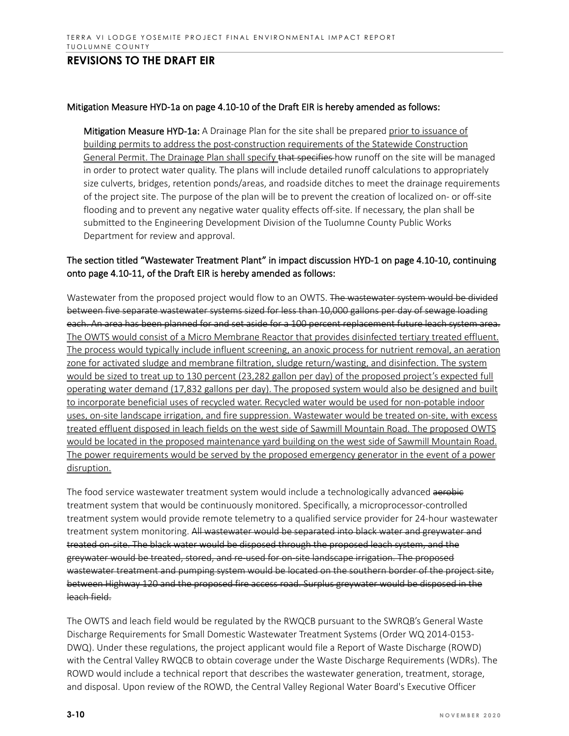**Mitigation Measure HYD-1a on page 4.10-10 of the Draft EIR is hereby amended as follows:**

> **Mitigation Measure HYD-1a:** A Drainage Plan for the site shall be prepared <u>prior to issuance of building permits to address the post-construction requirements of the Statewide Construction General Permit. The Drainage Plan shall specify</u> ~~that specifies~~ how runoff on the site will be managed in order to protect water quality. The plans will include detailed runoff calculations to appropriately size culverts, bridges, retention ponds/areas, and roadside ditches to meet the drainage requirements of the project site. The purpose of the plan will be to prevent the creation of localized on- or off-site flooding and to prevent any negative water quality effects off-site. If necessary, the plan shall be submitted to the Engineering Development Division of the Tuolumne County Public Works Department for review and approval.

**The section titled "Wastewater Treatment Plant" in impact discussion HYD-1 on page 4.10-10, continuing onto page 4.10-11, of the Draft EIR is hereby amended as follows:**

Wastewater from the proposed project would flow to an OWTS. ~~The wastewater system would be divided between five separate wastewater systems sized for less than 10,000 gallons per day of sewage loading each. An area has been planned for and set aside for a 100 percent replacement future leach system area.~~ <u>The OWTS would consist of a Micro Membrane Reactor that provides disinfected tertiary treated effluent. The process would typically include influent screening, an anoxic process for nutrient removal, an aeration zone for activated sludge and membrane filtration, sludge return/wasting, and disinfection. The system would be sized to treat up to 130 percent (23,282 gallon per day) of the proposed project's expected full operating water demand (17,832 gallons per day). The proposed system would also be designed and built to incorporate beneficial uses of recycled water. Recycled water would be used for non-potable indoor uses, on-site landscape irrigation, and fire suppression. Wastewater would be treated on-site, with excess treated effluent disposed in leach fields on the west side of Sawmill Mountain Road. The proposed OWTS would be located in the proposed maintenance yard building on the west side of Sawmill Mountain Road. The power requirements would be served by the proposed emergency generator in the event of a power disruption.</u>

The food service wastewater treatment system would include a technologically advanced ~~aerobic~~ treatment system that would be continuously monitored. Specifically, a microprocessor-controlled treatment system would provide remote telemetry to a qualified service provider for 24-hour wastewater treatment system monitoring. ~~All wastewater would be separated into black water and greywater and treated on-site. The black water would be disposed through the proposed leach system, and the greywater would be treated, stored, and re-used for on-site landscape irrigation. The proposed wastewater treatment and pumping system would be located on the southern border of the project site, between Highway 120 and the proposed fire access road. Surplus greywater would be disposed in the leach field.~~

The OWTS and leach field would be regulated by the RWQCB pursuant to the SWRQB's General Waste Discharge Requirements for Small Domestic Wastewater Treatment Systems (Order WQ 2014-0153-DWQ). Under these regulations, the project applicant would file a Report of Waste Discharge (ROWD) with the Central Valley RWQCB to obtain coverage under the Waste Discharge Requirements (WDRs). The ROWD would include a technical report that describes the wastewater generation, treatment, storage, and disposal. Upon review of the ROWD, the Central Valley Regional Water Board's Executive Officer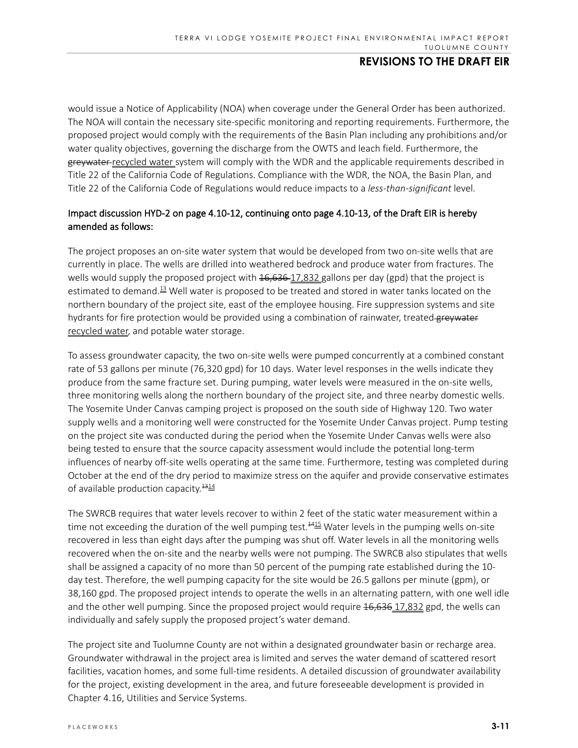would issue a Notice of Applicability (NOA) when coverage under the General Order has been authorized. The NOA will contain the necessary site-specific monitoring and reporting requirements. Furthermore, the proposed project would comply with the requirements of the Basin Plan including any prohibitions and/or water quality objectives, governing the discharge from the OWTS and leach field. Furthermore, the ~~greywater~~ recycled water system will comply with the WDR and the applicable requirements described in Title 22 of the California Code of Regulations. Compliance with the WDR, the NOA, the Basin Plan, and Title 22 of the California Code of Regulations would reduce impacts to a *less-than-significant* level.

Impact discussion HYD-2 on page 4.10-12, continuing onto page 4.10-13, of the Draft EIR is hereby amended as follows:

The project proposes an on-site water system that would be developed from two on-site wells that are currently in place. The wells are drilled into weathered bedrock and produce water from fractures. The wells would supply the proposed project with ~~16,636~~ 17,832 gallons per day (gpd) that the project is estimated to demand.[13] Well water is proposed to be treated and stored in water tanks located on the northern boundary of the project site, east of the employee housing. Fire suppression systems and site hydrants for fire protection would be provided using a combination of rainwater, treated ~~greywater~~ recycled water, and potable water storage.

To assess groundwater capacity, the two on-site wells were pumped concurrently at a combined constant rate of 53 gallons per minute (76,320 gpd) for 10 days. Water level responses in the wells indicate they produce from the same fracture set. During pumping, water levels were measured in the on-site wells, three monitoring wells along the northern boundary of the project site, and three nearby domestic wells. The Yosemite Under Canvas camping project is proposed on the south side of Highway 120. Two water supply wells and a monitoring well were constructed for the Yosemite Under Canvas project. Pump testing on the project site was conducted during the period when the Yosemite Under Canvas wells were also being tested to ensure that the source capacity assessment would include the potential long-term influences of nearby off-site wells operating at the same time. Furthermore, testing was completed during October at the end of the dry period to maximize stress on the aquifer and provide conservative estimates of available production capacity.[~~13~~14]

The SWRCB requires that water levels recover to within 2 feet of the static water measurement within a time not exceeding the duration of the well pumping test.[~~14~~15] Water levels in the pumping wells on-site recovered in less than eight days after the pumping was shut off. Water levels in all the monitoring wells recovered when the on-site and the nearby wells were not pumping. The SWRCB also stipulates that wells shall be assigned a capacity of no more than 50 percent of the pumping rate established during the 10-day test. Therefore, the well pumping capacity for the site would be 26.5 gallons per minute (gpm), or 38,160 gpd. The proposed project intends to operate the wells in an alternating pattern, with one well idle and the other well pumping. Since the proposed project would require ~~16,636~~ 17,832 gpd, the wells can individually and safely supply the proposed project's water demand.

The project site and Tuolumne County are not within a designated groundwater basin or recharge area. Groundwater withdrawal in the project area is limited and serves the water demand of scattered resort facilities, vacation homes, and some full-time residents. A detailed discussion of groundwater availability for the project, existing development in the area, and future foreseeable development is provided in Chapter 4.16, Utilities and Service Systems.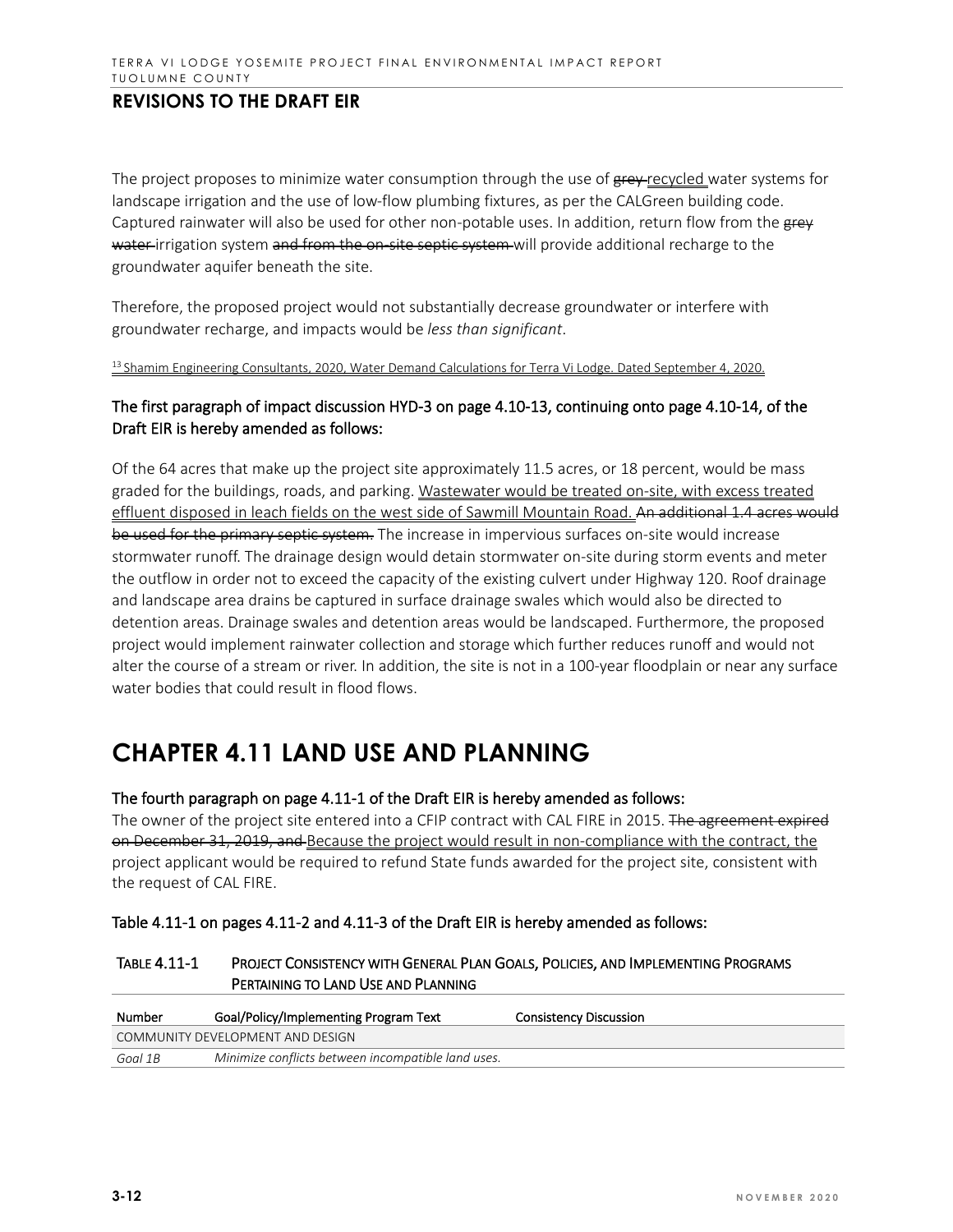## REVISIONS TO THE DRAFT EIR

The project proposes to minimize water consumption through the use of ~~grey~~ <u>recycled</u> water systems for landscape irrigation and the use of low-flow plumbing fixtures, as per the CALGreen building code. Captured rainwater will also be used for other non-potable uses. In addition, return flow from the ~~grey water~~ irrigation system ~~and from the on-site septic system~~ will provide additional recharge to the groundwater aquifer beneath the site.

Therefore, the proposed project would not substantially decrease groundwater or interfere with groundwater recharge, and impacts would be *less than significant*.

<u>[13] Shamim Engineering Consultants, 2020, Water Demand Calculations for Terra Vi Lodge. Dated September 4, 2020.</u>

**The first paragraph of impact discussion HYD-3 on page 4.10-13, continuing onto page 4.10-14, of the Draft EIR is hereby amended as follows:**

Of the 64 acres that make up the project site approximately 11.5 acres, or 18 percent, would be mass graded for the buildings, roads, and parking. <u>Wastewater would be treated on-site, with excess treated effluent disposed in leach fields on the west side of Sawmill Mountain Road.</u> ~~An additional 1.4 acres would be used for the primary septic system.~~ The increase in impervious surfaces on-site would increase stormwater runoff. The drainage design would detain stormwater on-site during storm events and meter the outflow in order not to exceed the capacity of the existing culvert under Highway 120. Roof drainage and landscape area drains be captured in surface drainage swales which would also be directed to detention areas. Drainage swales and detention areas would be landscaped. Furthermore, the proposed project would implement rainwater collection and storage which further reduces runoff and would not alter the course of a stream or river. In addition, the site is not in a 100-year floodplain or near any surface water bodies that could result in flood flows.

# CHAPTER 4.11 LAND USE AND PLANNING

**The fourth paragraph on page 4.11-1 of the Draft EIR is hereby amended as follows:**

The owner of the project site entered into a CFIP contract with CAL FIRE in 2015. ~~The agreement expired on December 31, 2019, and~~ <u>Because the project would result in non-compliance with the contract, the</u> project applicant would be required to refund State funds awarded for the project site, consistent with the request of CAL FIRE.

**Table 4.11-1 on pages 4.11-2 and 4.11-3 of the Draft EIR is hereby amended as follows:**

TABLE 4.11-1 PROJECT CONSISTENCY WITH GENERAL PLAN GOALS, POLICIES, AND IMPLEMENTING PROGRAMS PERTAINING TO LAND USE AND PLANNING

| Number | Goal/Policy/Implementing Program Text | Consistency Discussion |
|---|---|---|
| COMMUNITY DEVELOPMENT AND DESIGN | | |
| *Goal 1B* | *Minimize conflicts between incompatible land uses.* | |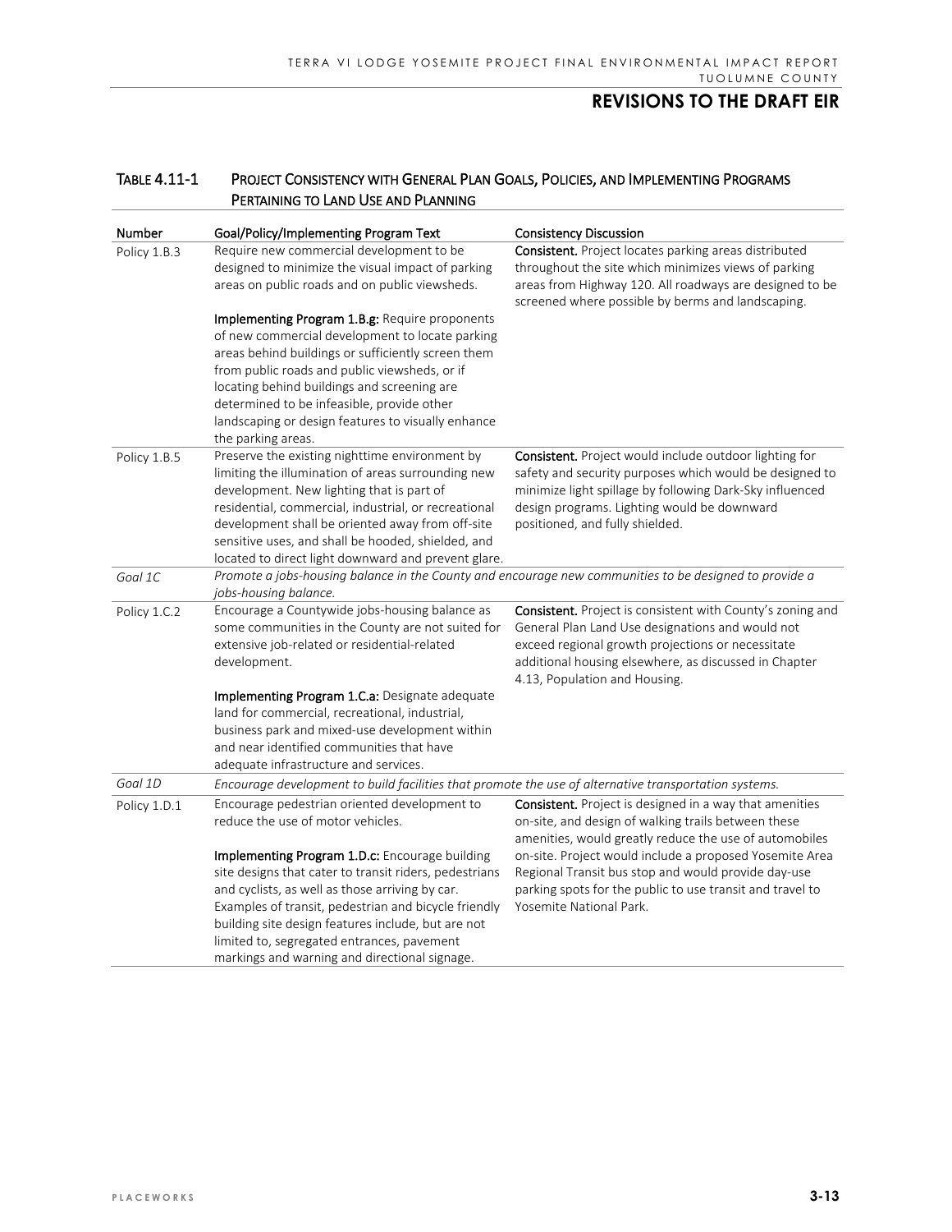## REVISIONS TO THE DRAFT EIR

**TABLE 4.11-1 PROJECT CONSISTENCY WITH GENERAL PLAN GOALS, POLICIES, AND IMPLEMENTING PROGRAMS PERTAINING TO LAND USE AND PLANNING**

| Number | Goal/Policy/Implementing Program Text | Consistency Discussion |
|---|---|---|
| Policy 1.B.3 | Require new commercial development to be designed to minimize the visual impact of parking areas on public roads and on public viewsheds.<br><br>**Implementing Program 1.B.g:** Require proponents of new commercial development to locate parking areas behind buildings or sufficiently screen them from public roads and public viewsheds, or if locating behind buildings and screening are determined to be infeasible, provide other landscaping or design features to visually enhance the parking areas. | **Consistent.** Project locates parking areas distributed throughout the site which minimizes views of parking areas from Highway 120. All roadways are designed to be screened where possible by berms and landscaping. |
| Policy 1.B.5 | Preserve the existing nighttime environment by limiting the illumination of areas surrounding new development. New lighting that is part of residential, commercial, industrial, or recreational development shall be oriented away from off-site sensitive uses, and shall be hooded, shielded, and located to direct light downward and prevent glare. | **Consistent.** Project would include outdoor lighting for safety and security purposes which would be designed to minimize light spillage by following Dark-Sky influenced design programs. Lighting would be downward positioned, and fully shielded. |
| *Goal 1C* | *Promote a jobs-housing balance in the County and encourage new communities to be designed to provide a jobs-housing balance.* | |
| Policy 1.C.2 | Encourage a Countywide jobs-housing balance as some communities in the County are not suited for extensive job-related or residential-related development.<br><br>**Implementing Program 1.C.a:** Designate adequate land for commercial, recreational, industrial, business park and mixed-use development within and near identified communities that have adequate infrastructure and services. | **Consistent.** Project is consistent with County's zoning and General Plan Land Use designations and would not exceed regional growth projections or necessitate additional housing elsewhere, as discussed in Chapter 4.13, Population and Housing. |
| *Goal 1D* | *Encourage development to build facilities that promote the use of alternative transportation systems.* | |
| Policy 1.D.1 | Encourage pedestrian oriented development to reduce the use of motor vehicles.<br><br>**Implementing Program 1.D.c:** Encourage building site designs that cater to transit riders, pedestrians and cyclists, as well as those arriving by car. Examples of transit, pedestrian and bicycle friendly building site design features include, but are not limited to, segregated entrances, pavement markings and warning and directional signage. | **Consistent.** Project is designed in a way that amenities on-site, and design of walking trails between these amenities, would greatly reduce the use of automobiles on-site. Project would include a proposed Yosemite Area Regional Transit bus stop and would provide day-use parking spots for the public to use transit and travel to Yosemite National Park. |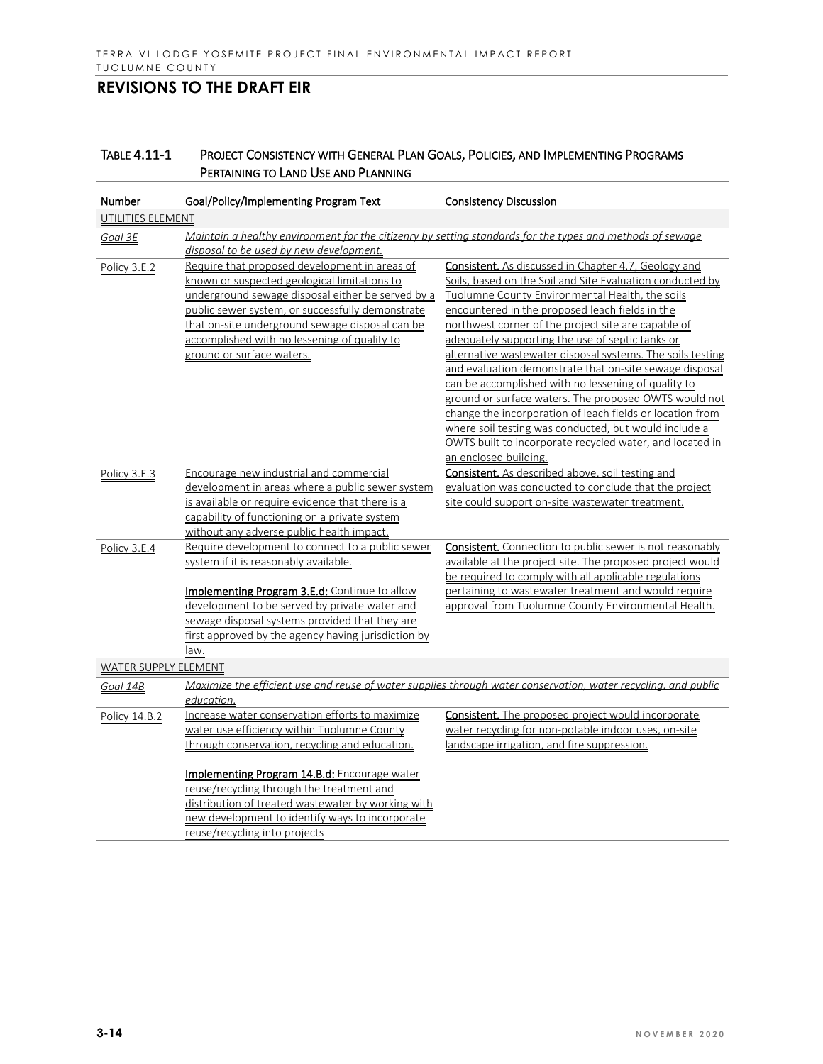## REVISIONS TO THE DRAFT EIR

**TABLE 4.11-1 PROJECT CONSISTENCY WITH GENERAL PLAN GOALS, POLICIES, AND IMPLEMENTING PROGRAMS PERTAINING TO LAND USE AND PLANNING**

| Number | Goal/Policy/Implementing Program Text | Consistency Discussion |
|---|---|---|
| UTILITIES ELEMENT | | |
| *Goal 3E* | *Maintain a healthy environment for the citizenry by setting standards for the types and methods of sewage disposal to be used by new development.* | |
| Policy 3.E.2 | Require that proposed development in areas of known or suspected geological limitations to underground sewage disposal either be served by a public sewer system, or successfully demonstrate that on-site underground sewage disposal can be accomplished with no lessening of quality to ground or surface waters. | **Consistent.** As discussed in Chapter 4.7, Geology and Soils, based on the Soil and Site Evaluation conducted by Tuolumne County Environmental Health, the soils encountered in the proposed leach fields in the northwest corner of the project site are capable of adequately supporting the use of septic tanks or alternative wastewater disposal systems. The soils testing and evaluation demonstrate that on-site sewage disposal can be accomplished with no lessening of quality to ground or surface waters. The proposed OWTS would not change the incorporation of leach fields or location from where soil testing was conducted, but would include a OWTS built to incorporate recycled water, and located in an enclosed building. |
| Policy 3.E.3 | Encourage new industrial and commercial development in areas where a public sewer system is available or require evidence that there is a capability of functioning on a private system without any adverse public health impact. | **Consistent.** As described above, soil testing and evaluation was conducted to conclude that the project site could support on-site wastewater treatment. |
| Policy 3.E.4 | Require development to connect to a public sewer system if it is reasonably available.<br><br>**Implementing Program 3.E.d:** Continue to allow development to be served by private water and sewage disposal systems provided that they are first approved by the agency having jurisdiction by law. | **Consistent.** Connection to public sewer is not reasonably available at the project site. The proposed project would be required to comply with all applicable regulations pertaining to wastewater treatment and would require approval from Tuolumne County Environmental Health. |
| WATER SUPPLY ELEMENT | | |
| *Goal 14B* | *Maximize the efficient use and reuse of water supplies through water conservation, water recycling, and public education.* | |
| Policy 14.B.2 | Increase water conservation efforts to maximize water use efficiency within Tuolumne County through conservation, recycling and education.<br><br>**Implementing Program 14.B.d:** Encourage water reuse/recycling through the treatment and distribution of treated wastewater by working with new development to identify ways to incorporate reuse/recycling into projects | **Consistent.** The proposed project would incorporate water recycling for non-potable indoor uses, on-site landscape irrigation, and fire suppression. |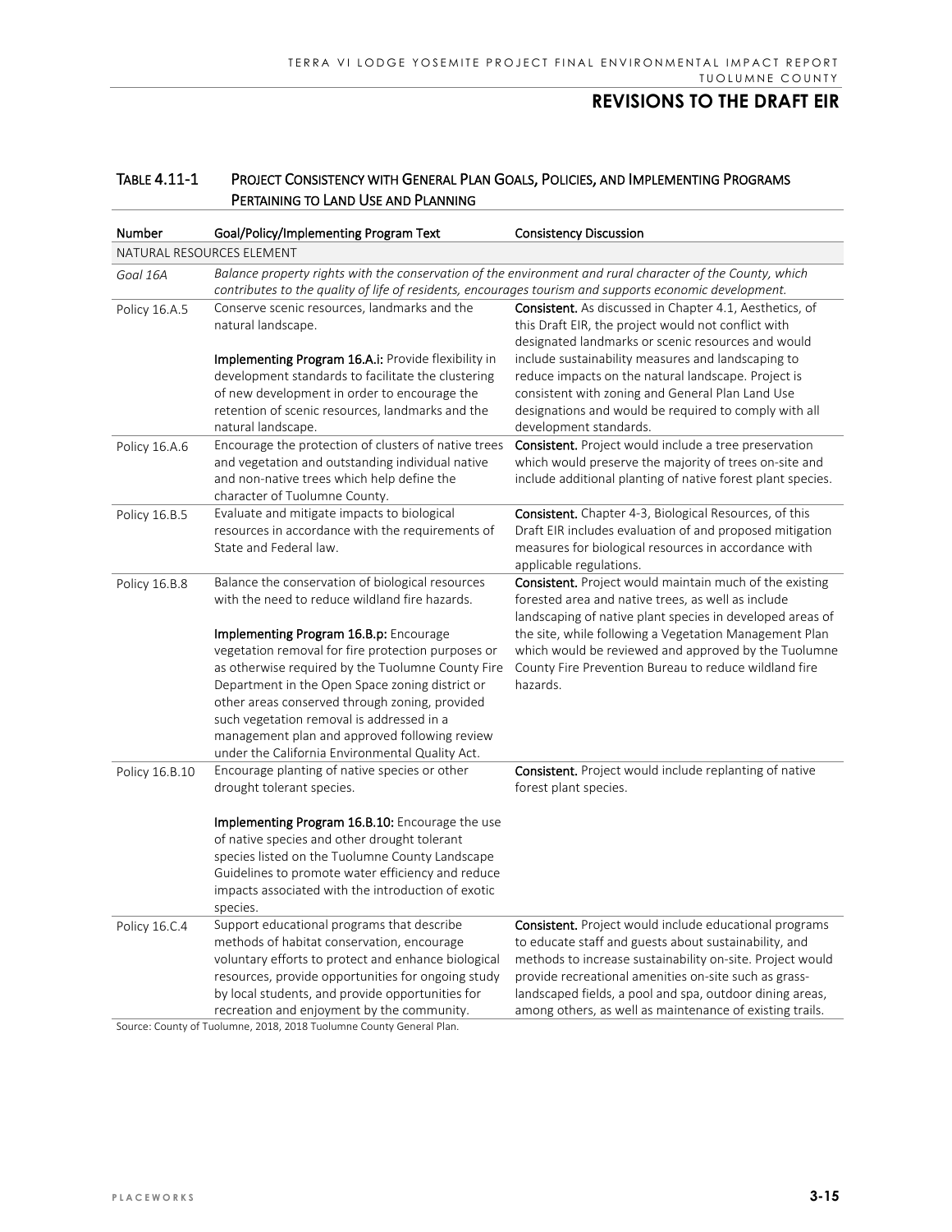## REVISIONS TO THE DRAFT EIR

**TABLE 4.11-1 PROJECT CONSISTENCY WITH GENERAL PLAN GOALS, POLICIES, AND IMPLEMENTING PROGRAMS PERTAINING TO LAND USE AND PLANNING**

| Number | Goal/Policy/Implementing Program Text | Consistency Discussion |
|---|---|---|
| NATURAL RESOURCES ELEMENT | | |
| *Goal 16A* | *Balance property rights with the conservation of the environment and rural character of the County, which contributes to the quality of life of residents, encourages tourism and supports economic development.* | |
| Policy 16.A.5 | Conserve scenic resources, landmarks and the natural landscape.<br><br>**Implementing Program 16.A.i:** Provide flexibility in development standards to facilitate the clustering of new development in order to encourage the retention of scenic resources, landmarks and the natural landscape. | **Consistent.** As discussed in Chapter 4.1, Aesthetics, of this Draft EIR, the project would not conflict with designated landmarks or scenic resources and would include sustainability measures and landscaping to reduce impacts on the natural landscape. Project is consistent with zoning and General Plan Land Use designations and would be required to comply with all development standards. |
| Policy 16.A.6 | Encourage the protection of clusters of native trees and vegetation and outstanding individual native and non-native trees which help define the character of Tuolumne County. | **Consistent.** Project would include a tree preservation which would preserve the majority of trees on-site and include additional planting of native forest plant species. |
| Policy 16.B.5 | Evaluate and mitigate impacts to biological resources in accordance with the requirements of State and Federal law. | **Consistent.** Chapter 4-3, Biological Resources, of this Draft EIR includes evaluation of and proposed mitigation measures for biological resources in accordance with applicable regulations. |
| Policy 16.B.8 | Balance the conservation of biological resources with the need to reduce wildland fire hazards.<br><br>**Implementing Program 16.B.p:** Encourage vegetation removal for fire protection purposes or as otherwise required by the Tuolumne County Fire Department in the Open Space zoning district or other areas conserved through zoning, provided such vegetation removal is addressed in a management plan and approved following review under the California Environmental Quality Act. | **Consistent.** Project would maintain much of the existing forested area and native trees, as well as include landscaping of native plant species in developed areas of the site, while following a Vegetation Management Plan which would be reviewed and approved by the Tuolumne County Fire Prevention Bureau to reduce wildland fire hazards. |
| Policy 16.B.10 | Encourage planting of native species or other drought tolerant species.<br><br>**Implementing Program 16.B.10:** Encourage the use of native species and other drought tolerant species listed on the Tuolumne County Landscape Guidelines to promote water efficiency and reduce impacts associated with the introduction of exotic species. | **Consistent.** Project would include replanting of native forest plant species. |
| Policy 16.C.4 | Support educational programs that describe methods of habitat conservation, encourage voluntary efforts to protect and enhance biological resources, provide opportunities for ongoing study by local students, and provide opportunities for recreation and enjoyment by the community. | **Consistent.** Project would include educational programs to educate staff and guests about sustainability, and methods to increase sustainability on-site. Project would provide recreational amenities on-site such as grass-landscaped fields, a pool and spa, outdoor dining areas, among others, as well as maintenance of existing trails. |

Source: County of Tuolumne, 2018, 2018 Tuolumne County General Plan.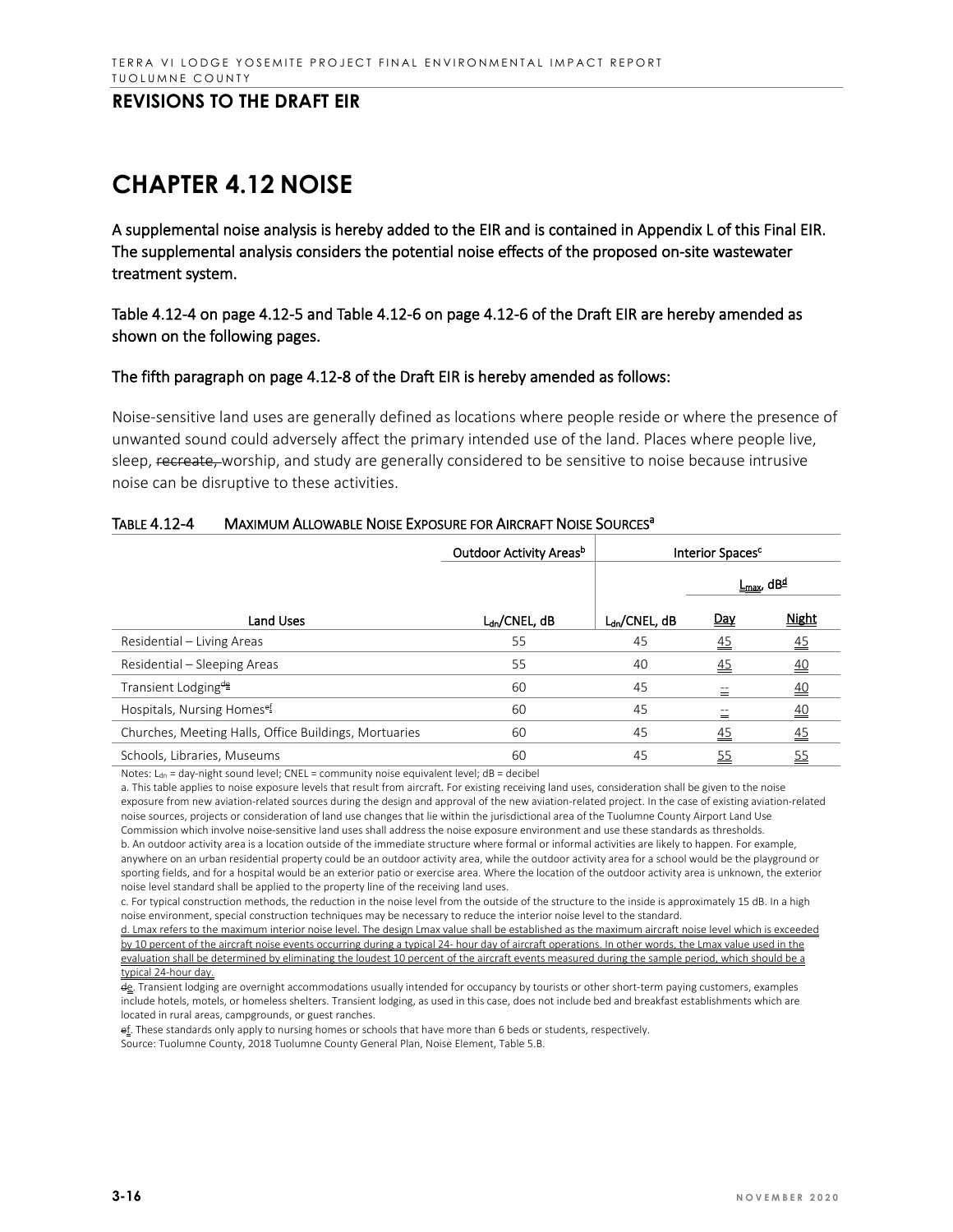## REVISIONS TO THE DRAFT EIR

# CHAPTER 4.12 NOISE

A supplemental noise analysis is hereby added to the EIR and is contained in Appendix L of this Final EIR. The supplemental analysis considers the potential noise effects of the proposed on-site wastewater treatment system.

Table 4.12-4 on page 4.12-5 and Table 4.12-6 on page 4.12-6 of the Draft EIR are hereby amended as shown on the following pages.

The fifth paragraph on page 4.12-8 of the Draft EIR is hereby amended as follows:

Noise-sensitive land uses are generally defined as locations where people reside or where the presence of unwanted sound could adversely affect the primary intended use of the land. Places where people live, sleep, ~~recreate,~~ worship, and study are generally considered to be sensitive to noise because intrusive noise can be disruptive to these activities.

TABLE 4.12-4 MAXIMUM ALLOWABLE NOISE EXPOSURE FOR AIRCRAFT NOISE SOURCES[a]

| | Outdoor Activity Areas[b] | Interior Spaces[c] | | |
|---|---|---|---|---|
| | | | $L_{max}$, dB[d] | |
| Land Uses | $L_{dn}$/CNEL, dB | $L_{dn}$/CNEL, dB | Day | Night |
| Residential – Living Areas | 55 | 45 | 45 | 45 |
| Residential – Sleeping Areas | 55 | 40 | 45 | 40 |
| Transient Lodging[~~d~~e] | 60 | 45 | -- | 40 |
| Hospitals, Nursing Homes[~~e~~f] | 60 | 45 | -- | 40 |
| Churches, Meeting Halls, Office Buildings, Mortuaries | 60 | 45 | 45 | 45 |
| Schools, Libraries, Museums | 60 | 45 | 55 | 55 |

Notes: $L_{dn}$ = day-night sound level; CNEL = community noise equivalent level; dB = decibel

a. This table applies to noise exposure levels that result from aircraft. For existing receiving land uses, consideration shall be given to the noise exposure from new aviation-related sources during the design and approval of the new aviation-related project. In the case of existing aviation-related noise sources, projects or consideration of land use changes that lie within the jurisdictional area of the Tuolumne County Airport Land Use Commission which involve noise-sensitive land uses shall address the noise exposure environment and use these standards as thresholds.

b. An outdoor activity area is a location outside of the immediate structure where formal or informal activities are likely to happen. For example, anywhere on an urban residential property could be an outdoor activity area, while the outdoor activity area for a school would be the playground or sporting fields, and for a hospital would be an exterior patio or exercise area. Where the location of the outdoor activity area is unknown, the exterior noise level standard shall be applied to the property line of the receiving land uses.

c. For typical construction methods, the reduction in the noise level from the outside of the structure to the inside is approximately 15 dB. In a high noise environment, special construction techniques may be necessary to reduce the interior noise level to the standard.

d. Lmax refers to the maximum interior noise level. The design Lmax value shall be established as the maximum aircraft noise level which is exceeded by 10 percent of the aircraft noise events occurring during a typical 24- hour day of aircraft operations. In other words, the Lmax value used in the evaluation shall be determined by eliminating the loudest 10 percent of the aircraft events measured during the sample period, which should be a typical 24-hour day.

~~d~~e. Transient lodging are overnight accommodations usually intended for occupancy by tourists or other short-term paying customers, examples include hotels, motels, or homeless shelters. Transient lodging, as used in this case, does not include bed and breakfast establishments which are located in rural areas, campgrounds, or guest ranches.

~~e~~f. These standards only apply to nursing homes or schools that have more than 6 beds or students, respectively.

Source: Tuolumne County, 2018 Tuolumne County General Plan, Noise Element, Table 5.B.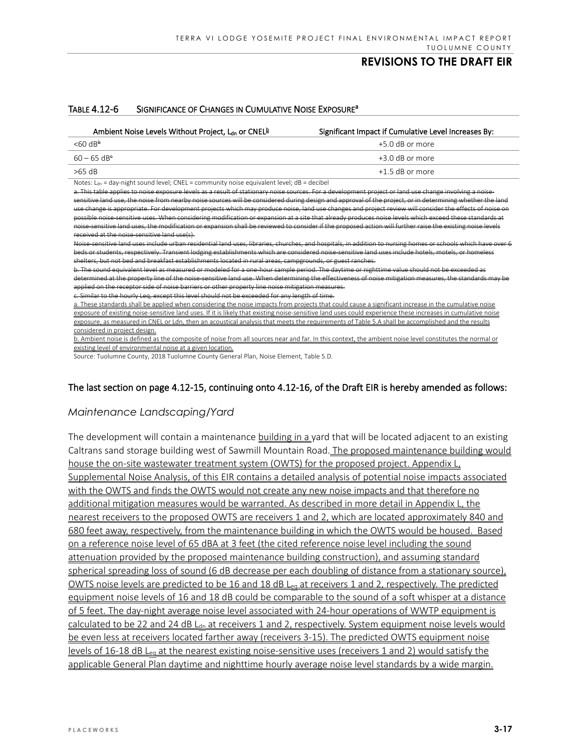## REVISIONS TO THE DRAFT EIR

**TABLE 4.12-6 SIGNIFICANCE OF CHANGES IN CUMULATIVE NOISE EXPOSURE[a]**

| Ambient Noise Levels Without Project, $L_{dn}$ or CNEL[b] | Significant Impact if Cumulative Level Increases By: |
|---|---|
| <60 dB~~b~~ | +5.0 dB or more |
| 60 – 65 dB~~c~~ | +3.0 dB or more |
| >65 dB | +1.5 dB or more |

Notes: $L_{dn}$ = day-night sound level; CNEL = community noise equivalent level; dB = decibel

~~a. This table applies to noise exposure levels as a result of stationary noise sources. For a development project or land use change involving a noise-sensitive land use, the noise from nearby noise sources will be considered during design and approval of the project, or in determining whether the land use change is appropriate. For development projects which may produce noise, land use changes and project review will consider the effects of noise on possible noise-sensitive uses. When considering modification or expansion at a site that already produces noise levels which exceed these standards at noise-sensitive land uses, the modification or expansion shall be reviewed to consider if the proposed action will further raise the existing noise levels received at the noise-sensitive land use(s).~~

~~Noise-sensitive land uses include urban residential land uses, libraries, churches, and hospitals, in addition to nursing homes or schools which have over 6 beds or students, respectively. Transient lodging establishments which are considered noise-sensitive land uses include hotels, motels, or homeless shelters, but not bed and breakfast establishments located in rural areas, campgrounds, or guest ranches.~~

~~b. The sound equivalent level as measured or modeled for a one-hour sample period. The daytime or nighttime value should not be exceeded as determined at the property line of the noise-sensitive land use. When determining the effectiveness of noise mitigation measures, the standards may be applied on the receptor side of noise barriers or other property line noise mitigation measures.~~

~~c. Similar to the hourly Leq, except this level should not be exceeded for any length of time.~~

<u>a. These standards shall be applied when considering the noise impacts from projects that could cause a significant increase in the cumulative noise exposure of existing noise-sensitive land uses. If it is likely that existing noise-sensitive land uses could experience these increases in cumulative noise exposure, as measured in CNEL or Ldn, then an acoustical analysis that meets the requirements of Table 5.A shall be accomplished and the results considered in project design.</u>

<u>b. Ambient noise is defined as the composite of noise from all sources near and far. In this context, the ambient noise level constitutes the normal or existing level of environmental noise at a given location.</u>

Source: Tuolumne County, 2018 Tuolumne County General Plan, Noise Element, Table 5.D.

**The last section on page 4.12-15, continuing onto 4.12-16, of the Draft EIR is hereby amended as follows:**

### *Maintenance Landscaping/Yard*

The development will contain a maintenance <u>building in a</u> yard that will be located adjacent to an existing Caltrans sand storage building west of Sawmill Mountain Road. <u>The proposed maintenance building would house the on-site wastewater treatment system (OWTS) for the proposed project. Appendix L, Supplemental Noise Analysis, of this EIR contains a detailed analysis of potential noise impacts associated with the OWTS and finds the OWTS would not create any new noise impacts and that therefore no additional mitigation measures would be warranted. As described in more detail in Appendix L, the nearest receivers to the proposed OWTS are receivers 1 and 2, which are located approximately 840 and 680 feet away, respectively, from the maintenance building in which the OWTS would be housed. Based on a reference noise level of 65 dBA at 3 feet (the cited reference noise level including the sound attenuation provided by the proposed maintenance building construction), and assuming standard spherical spreading loss of sound (6 dB decrease per each doubling of distance from a stationary source), OWTS noise levels are predicted to be 16 and 18 dB $L_{eq}$ at receivers 1 and 2, respectively. The predicted equipment noise levels of 16 and 18 dB could be comparable to the sound of a soft whisper at a distance of 5 feet. The day-night average noise level associated with 24-hour operations of WWTP equipment is calculated to be 22 and 24 dB $L_{dn}$ at receivers 1 and 2, respectively. System equipment noise levels would be even less at receivers located farther away (receivers 3-15). The predicted OWTS equipment noise levels of 16-18 dB $L_{eq}$ at the nearest existing noise-sensitive uses (receivers 1 and 2) would satisfy the applicable General Plan daytime and nighttime hourly average noise level standards by a wide margin.</u>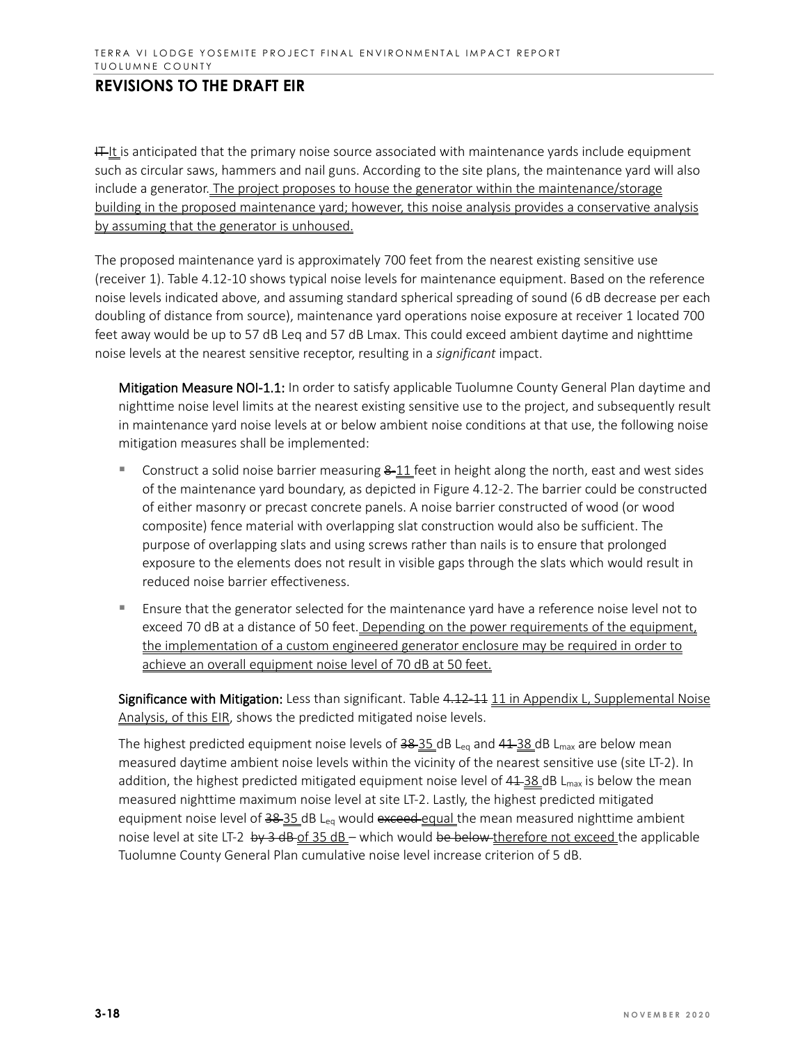## REVISIONS TO THE DRAFT EIR

~~IT~~ It is anticipated that the primary noise source associated with maintenance yards include equipment such as circular saws, hammers and nail guns. According to the site plans, the maintenance yard will also include a generator. The project proposes to house the generator within the maintenance/storage building in the proposed maintenance yard; however, this noise analysis provides a conservative analysis by assuming that the generator is unhoused.

The proposed maintenance yard is approximately 700 feet from the nearest existing sensitive use (receiver 1). Table 4.12-10 shows typical noise levels for maintenance equipment. Based on the reference noise levels indicated above, and assuming standard spherical spreading of sound (6 dB decrease per each doubling of distance from source), maintenance yard operations noise exposure at receiver 1 located 700 feet away would be up to 57 dB Leq and 57 dB Lmax. This could exceed ambient daytime and nighttime noise levels at the nearest sensitive receptor, resulting in a *significant* impact.

**Mitigation Measure NOI-1.1:** In order to satisfy applicable Tuolumne County General Plan daytime and nighttime noise level limits at the nearest existing sensitive use to the project, and subsequently result in maintenance yard noise levels at or below ambient noise conditions at that use, the following noise mitigation measures shall be implemented:

- Construct a solid noise barrier measuring ~~8~~ 11 feet in height along the north, east and west sides of the maintenance yard boundary, as depicted in Figure 4.12-2. The barrier could be constructed of either masonry or precast concrete panels. A noise barrier constructed of wood (or wood composite) fence material with overlapping slat construction would also be sufficient. The purpose of overlapping slats and using screws rather than nails is to ensure that prolonged exposure to the elements does not result in visible gaps through the slats which would result in reduced noise barrier effectiveness.
- Ensure that the generator selected for the maintenance yard have a reference noise level not to exceed 70 dB at a distance of 50 feet. Depending on the power requirements of the equipment, the implementation of a custom engineered generator enclosure may be required in order to achieve an overall equipment noise level of 70 dB at 50 feet.

**Significance with Mitigation:** Less than significant. Table ~~4.12-11~~ 11 in Appendix L, Supplemental Noise Analysis, of this EIR, shows the predicted mitigated noise levels.

The highest predicted equipment noise levels of ~~38~~ 35 dB $L_{eq}$ and ~~41~~ 38 dB $L_{max}$ are below mean measured daytime ambient noise levels within the vicinity of the nearest sensitive use (site LT-2). In addition, the highest predicted mitigated equipment noise level of ~~41~~ 38 dB $L_{max}$ is below the mean measured nighttime maximum noise level at site LT-2. Lastly, the highest predicted mitigated equipment noise level of ~~38~~ 35 dB $L_{eq}$ would ~~exceed~~ equal the mean measured nighttime ambient noise level at site LT-2 ~~by 3 dB~~ of 35 dB – which would ~~be below~~ therefore not exceed the applicable Tuolumne County General Plan cumulative noise level increase criterion of 5 dB.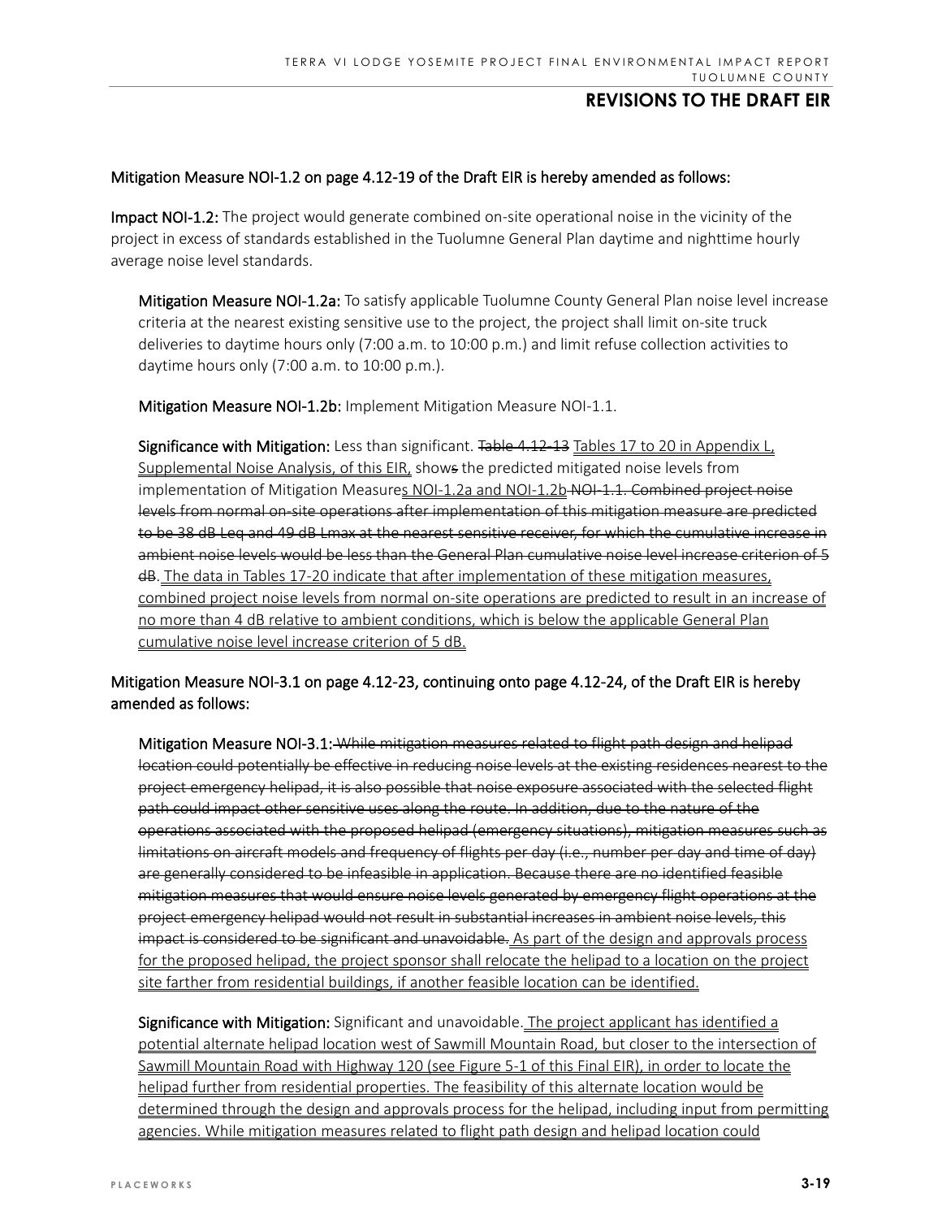Mitigation Measure NOI-1.2 on page 4.12-19 of the Draft EIR is hereby amended as follows:

**Impact NOI-1.2:** The project would generate combined on-site operational noise in the vicinity of the project in excess of standards established in the Tuolumne General Plan daytime and nighttime hourly average noise level standards.

> **Mitigation Measure NOI-1.2a:** To satisfy applicable Tuolumne County General Plan noise level increase criteria at the nearest existing sensitive use to the project, the project shall limit on-site truck deliveries to daytime hours only (7:00 a.m. to 10:00 p.m.) and limit refuse collection activities to daytime hours only (7:00 a.m. to 10:00 p.m.).
>
> **Mitigation Measure NOI-1.2b:** Implement Mitigation Measure NOI-1.1.
>
> **Significance with Mitigation:** Less than significant. ~~Table 4.12-13~~ <u>Tables 17 to 20 in Appendix L, Supplemental Noise Analysis, of this EIR,</u> show~~s~~ the predicted mitigated noise levels from implementation of Mitigation Measure<u>s NOI-1.2a and NOI-1.2b</u> ~~NOI-1.1. Combined project noise levels from normal on-site operations after implementation of this mitigation measure are predicted to be 38 dB Leq and 49 dB Lmax at the nearest sensitive receiver, for which the cumulative increase in ambient noise levels would be less than the General Plan cumulative noise level increase criterion of 5 dB.~~ <u>The data in Tables 17-20 indicate that after implementation of these mitigation measures, combined project noise levels from normal on-site operations are predicted to result in an increase of no more than 4 dB relative to ambient conditions, which is below the applicable General Plan cumulative noise level increase criterion of 5 dB.</u>

Mitigation Measure NOI-3.1 on page 4.12-23, continuing onto page 4.12-24, of the Draft EIR is hereby amended as follows:

> **Mitigation Measure NOI-3.1:** ~~While mitigation measures related to flight path design and helipad location could potentially be effective in reducing noise levels at the existing residences nearest to the project emergency helipad, it is also possible that noise exposure associated with the selected flight path could impact other sensitive uses along the route. In addition, due to the nature of the operations associated with the proposed helipad (emergency situations), mitigation measures such as limitations on aircraft models and frequency of flights per day (i.e., number per day and time of day) are generally considered to be infeasible in application. Because there are no identified feasible mitigation measures that would ensure noise levels generated by emergency flight operations at the project emergency helipad would not result in substantial increases in ambient noise levels, this impact is considered to be significant and unavoidable.~~ <u>As part of the design and approvals process for the proposed helipad, the project sponsor shall relocate the helipad to a location on the project site farther from residential buildings, if another feasible location can be identified.</u>
>
> **Significance with Mitigation:** Significant and unavoidable. <u>The project applicant has identified a potential alternate helipad location west of Sawmill Mountain Road, but closer to the intersection of Sawmill Mountain Road with Highway 120 (see Figure 5-1 of this Final EIR), in order to locate the helipad further from residential properties. The feasibility of this alternate location would be determined through the design and approvals process for the helipad, including input from permitting agencies. While mitigation measures related to flight path design and helipad location could</u>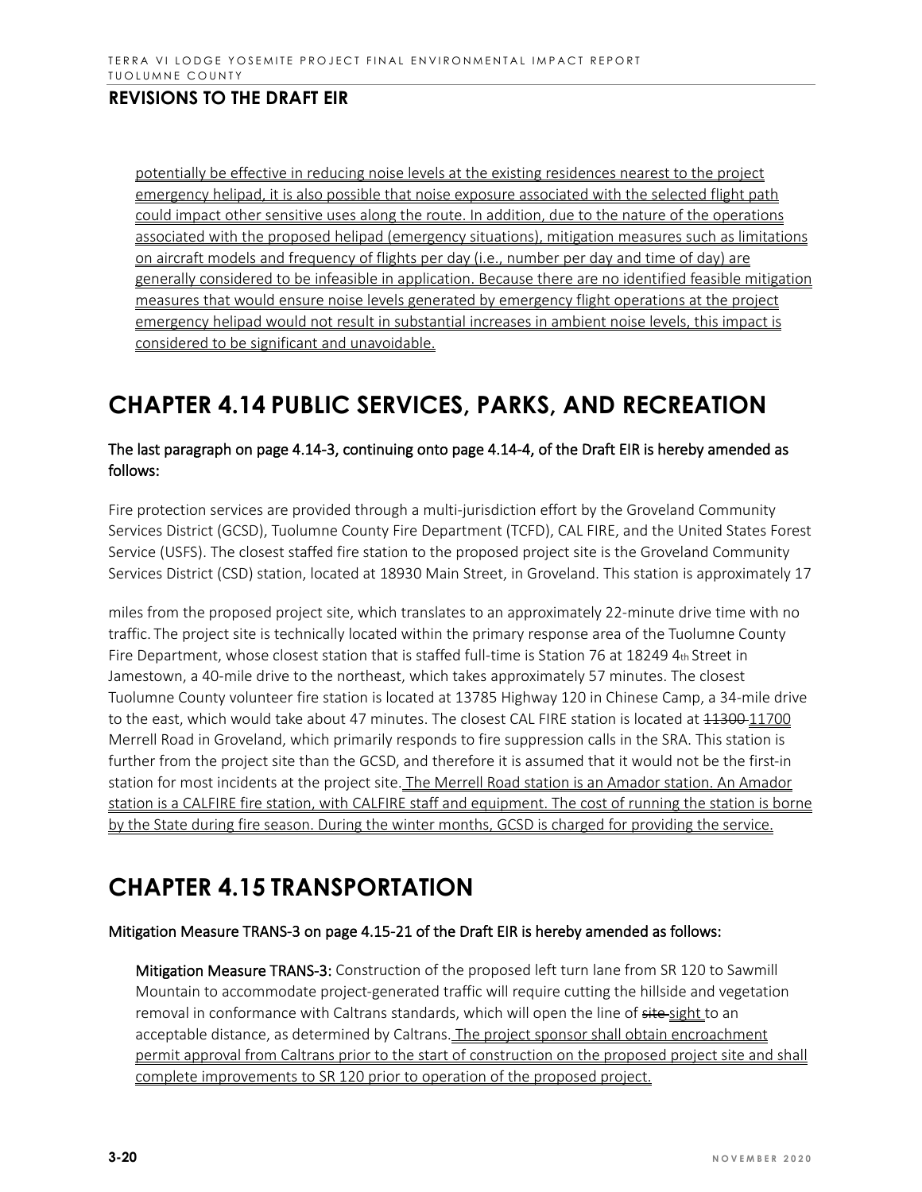potentially be effective in reducing noise levels at the existing residences nearest to the project emergency helipad, it is also possible that noise exposure associated with the selected flight path could impact other sensitive uses along the route. In addition, due to the nature of the operations associated with the proposed helipad (emergency situations), mitigation measures such as limitations on aircraft models and frequency of flights per day (i.e., number per day and time of day) are generally considered to be infeasible in application. Because there are no identified feasible mitigation measures that would ensure noise levels generated by emergency flight operations at the project emergency helipad would not result in substantial increases in ambient noise levels, this impact is considered to be significant and unavoidable.

# CHAPTER 4.14 PUBLIC SERVICES, PARKS, AND RECREATION

**The last paragraph on page 4.14-3, continuing onto page 4.14-4, of the Draft EIR is hereby amended as follows:**

Fire protection services are provided through a multi-jurisdiction effort by the Groveland Community Services District (GCSD), Tuolumne County Fire Department (TCFD), CAL FIRE, and the United States Forest Service (USFS). The closest staffed fire station to the proposed project site is the Groveland Community Services District (CSD) station, located at 18930 Main Street, in Groveland. This station is approximately 17 miles from the proposed project site, which translates to an approximately 22-minute drive time with no traffic. The project site is technically located within the primary response area of the Tuolumne County Fire Department, whose closest station that is staffed full-time is Station 76 at 18249 4th Street in Jamestown, a 40-mile drive to the northeast, which takes approximately 57 minutes. The closest Tuolumne County volunteer fire station is located at 13785 Highway 120 in Chinese Camp, a 34-mile drive to the east, which would take about 47 minutes. The closest CAL FIRE station is located at ~~11300~~ 11700 Merrell Road in Groveland, which primarily responds to fire suppression calls in the SRA. This station is further from the project site than the GCSD, and therefore it is assumed that it would not be the first-in station for most incidents at the project site. The Merrell Road station is an Amador station. An Amador station is a CALFIRE fire station, with CALFIRE staff and equipment. The cost of running the station is borne by the State during fire season. During the winter months, GCSD is charged for providing the service.

# CHAPTER 4.15 TRANSPORTATION

**Mitigation Measure TRANS-3 on page 4.15-21 of the Draft EIR is hereby amended as follows:**

**Mitigation Measure TRANS-3:** Construction of the proposed left turn lane from SR 120 to Sawmill Mountain to accommodate project-generated traffic will require cutting the hillside and vegetation removal in conformance with Caltrans standards, which will open the line of ~~site~~ sight to an acceptable distance, as determined by Caltrans. The project sponsor shall obtain encroachment permit approval from Caltrans prior to the start of construction on the proposed project site and shall complete improvements to SR 120 prior to operation of the proposed project.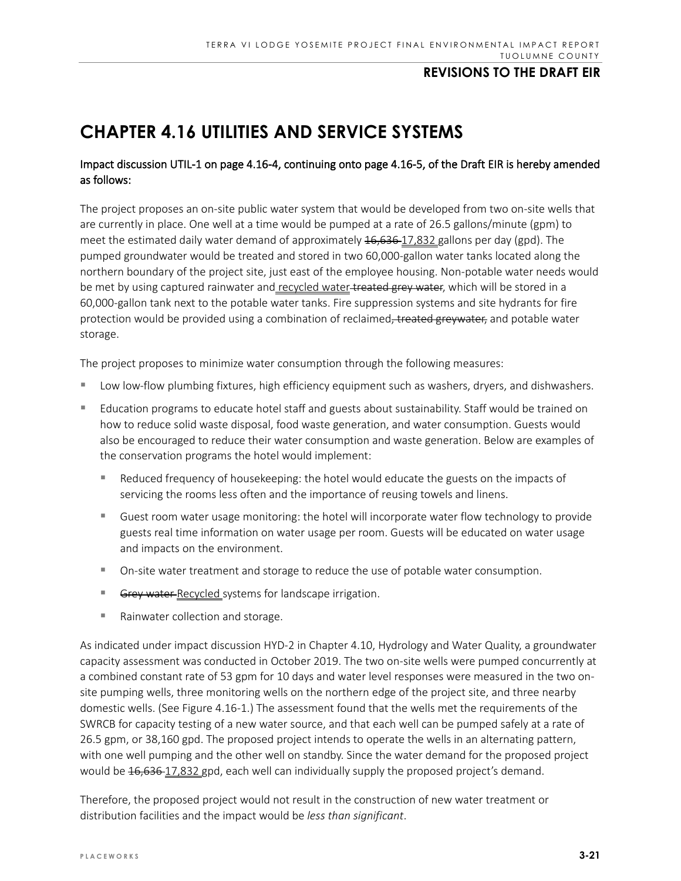# CHAPTER 4.16 UTILITIES AND SERVICE SYSTEMS

**Impact discussion UTIL-1 on page 4.16-4, continuing onto page 4.16-5, of the Draft EIR is hereby amended as follows:**

The project proposes an on-site public water system that would be developed from two on-site wells that are currently in place. One well at a time would be pumped at a rate of 26.5 gallons/minute (gpm) to meet the estimated daily water demand of approximately ~~16,636~~ <u>17,832</u> gallons per day (gpd). The pumped groundwater would be treated and stored in two 60,000-gallon water tanks located along the northern boundary of the project site, just east of the employee housing. Non-potable water needs would be met by using captured rainwater and <u>recycled water</u> ~~treated grey water~~, which will be stored in a 60,000-gallon tank next to the potable water tanks. Fire suppression systems and site hydrants for fire protection would be provided using a combination of reclaimed~~, treated greywater,~~ and potable water storage.

The project proposes to minimize water consumption through the following measures:

- Low low-flow plumbing fixtures, high efficiency equipment such as washers, dryers, and dishwashers.
- Education programs to educate hotel staff and guests about sustainability. Staff would be trained on how to reduce solid waste disposal, food waste generation, and water consumption. Guests would also be encouraged to reduce their water consumption and waste generation. Below are examples of the conservation programs the hotel would implement:
  - Reduced frequency of housekeeping: the hotel would educate the guests on the impacts of servicing the rooms less often and the importance of reusing towels and linens.
  - Guest room water usage monitoring: the hotel will incorporate water flow technology to provide guests real time information on water usage per room. Guests will be educated on water usage and impacts on the environment.
  - On-site water treatment and storage to reduce the use of potable water consumption.
  - ~~Grey water~~ <u>Recycled</u> systems for landscape irrigation.
  - Rainwater collection and storage.

As indicated under impact discussion HYD-2 in Chapter 4.10, Hydrology and Water Quality, a groundwater capacity assessment was conducted in October 2019. The two on-site wells were pumped concurrently at a combined constant rate of 53 gpm for 10 days and water level responses were measured in the two on-site pumping wells, three monitoring wells on the northern edge of the project site, and three nearby domestic wells. (See Figure 4.16-1.) The assessment found that the wells met the requirements of the SWRCB for capacity testing of a new water source, and that each well can be pumped safely at a rate of 26.5 gpm, or 38,160 gpd. The proposed project intends to operate the wells in an alternating pattern, with one well pumping and the other well on standby. Since the water demand for the proposed project would be ~~16,636~~ <u>17,832</u> gpd, each well can individually supply the proposed project's demand.

Therefore, the proposed project would not result in the construction of new water treatment or distribution facilities and the impact would be *less than significant*.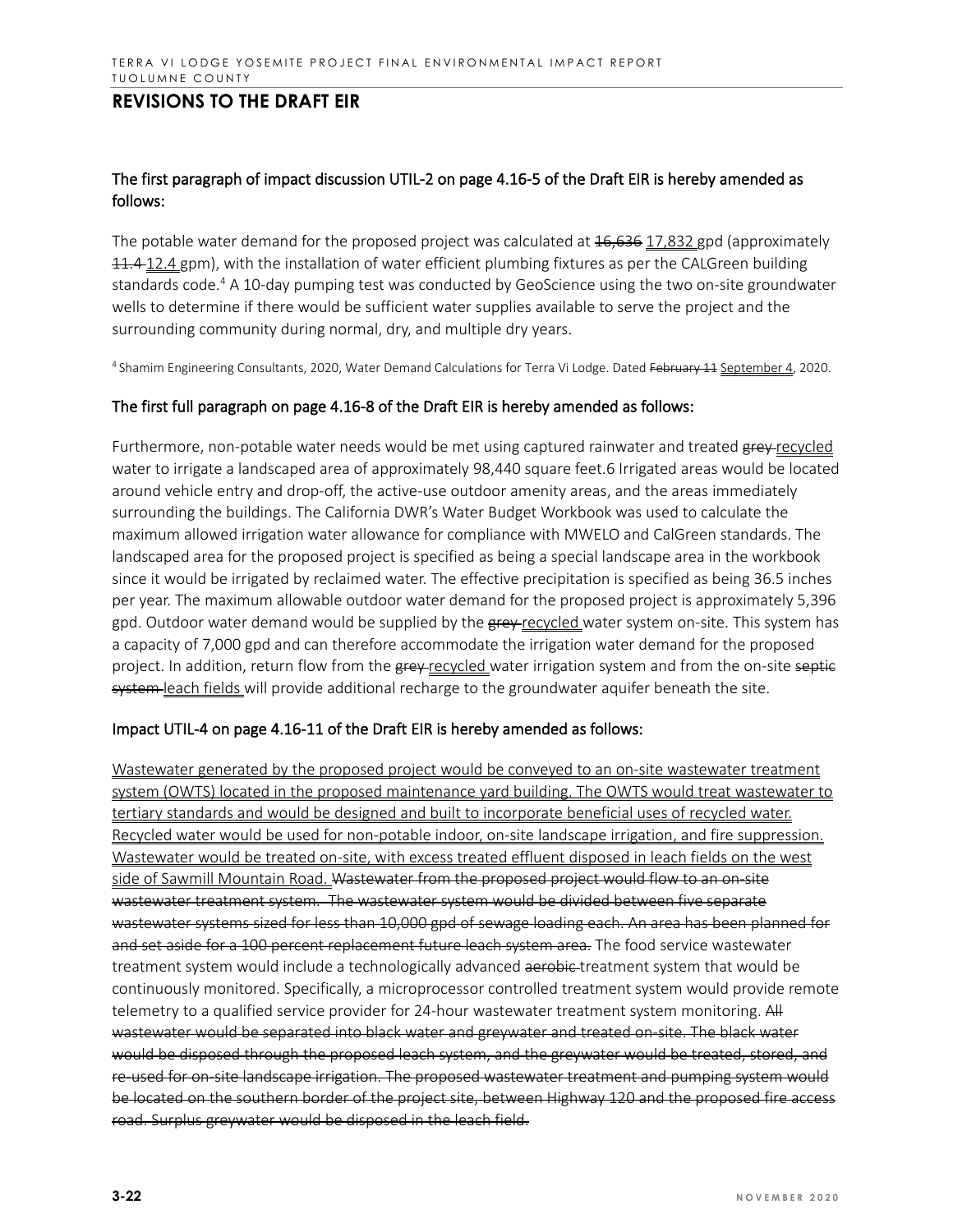**The first paragraph of impact discussion UTIL-2 on page 4.16-5 of the Draft EIR is hereby amended as follows:**

The potable water demand for the proposed project was calculated at ~~16,636~~ <u>17,832</u> gpd (approximately ~~11.4~~ <u>12.4</u> gpm), with the installation of water efficient plumbing fixtures as per the CALGreen building standards code.[4] A 10-day pumping test was conducted by GeoScience using the two on-site groundwater wells to determine if there would be sufficient water supplies available to serve the project and the surrounding community during normal, dry, and multiple dry years.

[4] Shamim Engineering Consultants, 2020, Water Demand Calculations for Terra Vi Lodge. Dated ~~February 11~~ <u>September 4</u>, 2020.

**The first full paragraph on page 4.16-8 of the Draft EIR is hereby amended as follows:**

Furthermore, non-potable water needs would be met using captured rainwater and treated ~~grey~~ <u>recycled</u> water to irrigate a landscaped area of approximately 98,440 square feet.6 Irrigated areas would be located around vehicle entry and drop-off, the active-use outdoor amenity areas, and the areas immediately surrounding the buildings. The California DWR's Water Budget Workbook was used to calculate the maximum allowed irrigation water allowance for compliance with MWELO and CalGreen standards. The landscaped area for the proposed project is specified as being a special landscape area in the workbook since it would be irrigated by reclaimed water. The effective precipitation is specified as being 36.5 inches per year. The maximum allowable outdoor water demand for the proposed project is approximately 5,396 gpd. Outdoor water demand would be supplied by the ~~grey~~ <u>recycled</u> water system on-site. This system has a capacity of 7,000 gpd and can therefore accommodate the irrigation water demand for the proposed project. In addition, return flow from the ~~grey~~ <u>recycled</u> water irrigation system and from the on-site ~~septic system~~ <u>leach fields</u> will provide additional recharge to the groundwater aquifer beneath the site.

**Impact UTIL-4 on page 4.16-11 of the Draft EIR is hereby amended as follows:**

<u>Wastewater generated by the proposed project would be conveyed to an on-site wastewater treatment system (OWTS) located in the proposed maintenance yard building. The OWTS would treat wastewater to tertiary standards and would be designed and built to incorporate beneficial uses of recycled water. Recycled water would be used for non-potable indoor, on-site landscape irrigation, and fire suppression. Wastewater would be treated on-site, with excess treated effluent disposed in leach fields on the west side of Sawmill Mountain Road.</u> ~~Wastewater from the proposed project would flow to an on-site wastewater treatment system. The wastewater system would be divided between five separate wastewater systems sized for less than 10,000 gpd of sewage loading each. An area has been planned for and set aside for a 100 percent replacement future leach system area.~~ The food service wastewater treatment system would include a technologically advanced ~~aerobic~~ treatment system that would be continuously monitored. Specifically, a microprocessor controlled treatment system would provide remote telemetry to a qualified service provider for 24-hour wastewater treatment system monitoring. ~~All wastewater would be separated into black water and greywater and treated on-site. The black water would be disposed through the proposed leach system, and the greywater would be treated, stored, and re-used for on-site landscape irrigation. The proposed wastewater treatment and pumping system would be located on the southern border of the project site, between Highway 120 and the proposed fire access road. Surplus greywater would be disposed in the leach field.~~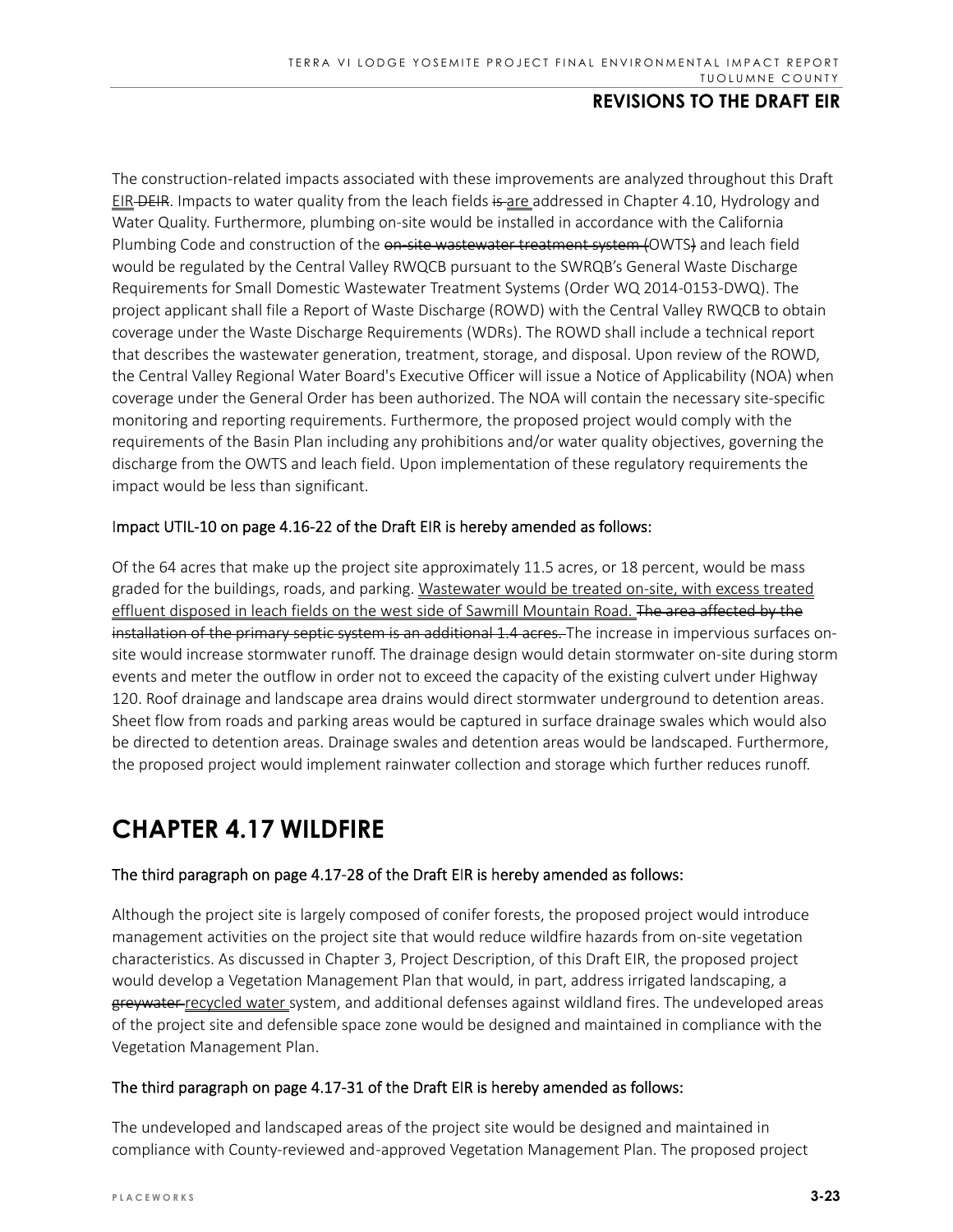The construction-related impacts associated with these improvements are analyzed throughout this Draft <u>EIR</u> ~~DEIR~~. Impacts to water quality from the leach fields ~~is~~ <u>are</u> addressed in Chapter 4.10, Hydrology and Water Quality. Furthermore, plumbing on-site would be installed in accordance with the California Plumbing Code and construction of the ~~on-site wastewater treatment system (~~OWTS~~)~~ and leach field would be regulated by the Central Valley RWQCB pursuant to the SWRQB's General Waste Discharge Requirements for Small Domestic Wastewater Treatment Systems (Order WQ 2014-0153-DWQ). The project applicant shall file a Report of Waste Discharge (ROWD) with the Central Valley RWQCB to obtain coverage under the Waste Discharge Requirements (WDRs). The ROWD shall include a technical report that describes the wastewater generation, treatment, storage, and disposal. Upon review of the ROWD, the Central Valley Regional Water Board's Executive Officer will issue a Notice of Applicability (NOA) when coverage under the General Order has been authorized. The NOA will contain the necessary site-specific monitoring and reporting requirements. Furthermore, the proposed project would comply with the requirements of the Basin Plan including any prohibitions and/or water quality objectives, governing the discharge from the OWTS and leach field. Upon implementation of these regulatory requirements the impact would be less than significant.

<u>Impact UTIL-10 on page 4.16-22 of the Draft EIR is hereby amended as follows:</u>

Of the 64 acres that make up the project site approximately 11.5 acres, or 18 percent, would be mass graded for the buildings, roads, and parking. <u>Wastewater would be treated on-site, with excess treated effluent disposed in leach fields on the west side of Sawmill Mountain Road.</u> ~~The area affected by the installation of the primary septic system is an additional 1.4 acres.~~ The increase in impervious surfaces on-site would increase stormwater runoff. The drainage design would detain stormwater on-site during storm events and meter the outflow in order not to exceed the capacity of the existing culvert under Highway 120. Roof drainage and landscape area drains would direct stormwater underground to detention areas. Sheet flow from roads and parking areas would be captured in surface drainage swales which would also be directed to detention areas. Drainage swales and detention areas would be landscaped. Furthermore, the proposed project would implement rainwater collection and storage which further reduces runoff.

# CHAPTER 4.17 WILDFIRE

<u>The third paragraph on page 4.17-28 of the Draft EIR is hereby amended as follows:</u>

Although the project site is largely composed of conifer forests, the proposed project would introduce management activities on the project site that would reduce wildfire hazards from on-site vegetation characteristics. As discussed in Chapter 3, Project Description, of this Draft EIR, the proposed project would develop a Vegetation Management Plan that would, in part, address irrigated landscaping, a ~~greywater~~ <u>recycled water</u> system, and additional defenses against wildland fires. The undeveloped areas of the project site and defensible space zone would be designed and maintained in compliance with the Vegetation Management Plan.

<u>The third paragraph on page 4.17-31 of the Draft EIR is hereby amended as follows:</u>

The undeveloped and landscaped areas of the project site would be designed and maintained in compliance with County-reviewed and-approved Vegetation Management Plan. The proposed project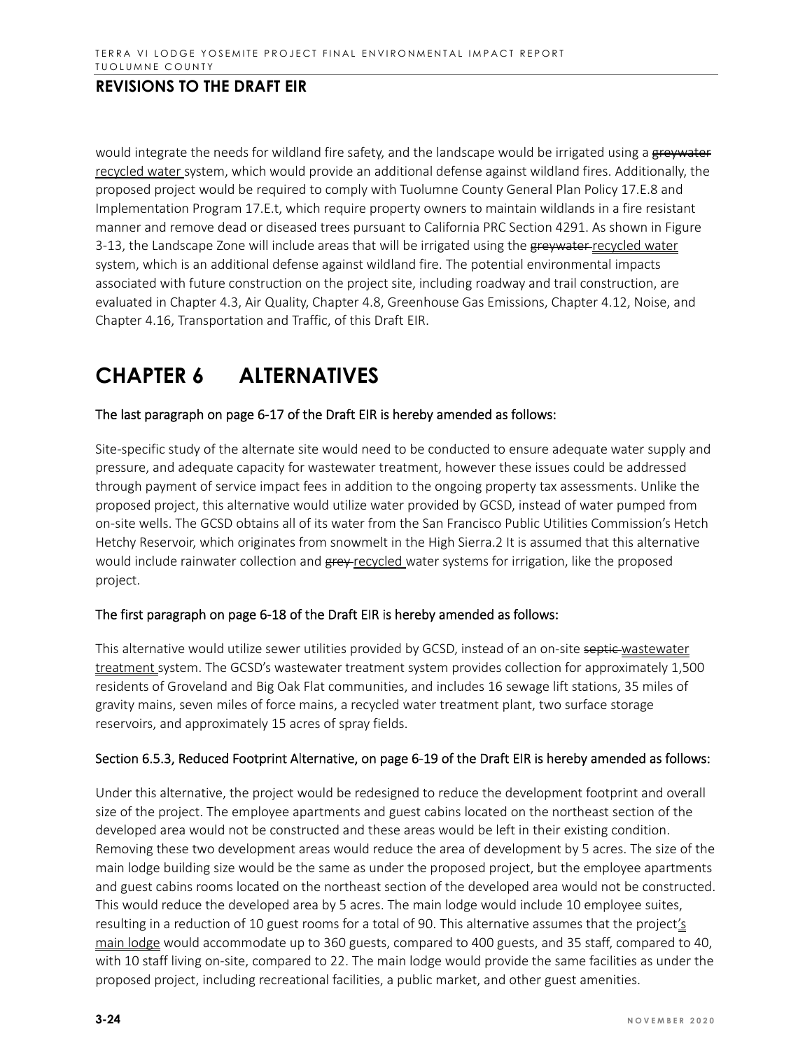would integrate the needs for wildland fire safety, and the landscape would be irrigated using a ~~greywater~~ <u>recycled water</u> system, which would provide an additional defense against wildland fires. Additionally, the proposed project would be required to comply with Tuolumne County General Plan Policy 17.E.8 and Implementation Program 17.E.t, which require property owners to maintain wildlands in a fire resistant manner and remove dead or diseased trees pursuant to California PRC Section 4291. As shown in Figure 3-13, the Landscape Zone will include areas that will be irrigated using the ~~greywater~~ <u>recycled water</u> system, which is an additional defense against wildland fire. The potential environmental impacts associated with future construction on the project site, including roadway and trail construction, are evaluated in Chapter 4.3, Air Quality, Chapter 4.8, Greenhouse Gas Emissions, Chapter 4.12, Noise, and Chapter 4.16, Transportation and Traffic, of this Draft EIR.

# CHAPTER 6 ALTERNATIVES

<u>The last paragraph on page 6-17 of the Draft EIR is hereby amended as follows:</u>

Site-specific study of the alternate site would need to be conducted to ensure adequate water supply and pressure, and adequate capacity for wastewater treatment, however these issues could be addressed through payment of service impact fees in addition to the ongoing property tax assessments. Unlike the proposed project, this alternative would utilize water provided by GCSD, instead of water pumped from on-site wells. The GCSD obtains all of its water from the San Francisco Public Utilities Commission's Hetch Hetchy Reservoir, which originates from snowmelt in the High Sierra.2 It is assumed that this alternative would include rainwater collection and ~~grey~~ <u>recycled</u> water systems for irrigation, like the proposed project.

<u>The first paragraph on page 6-18 of the Draft EIR is hereby amended as follows:</u>

This alternative would utilize sewer utilities provided by GCSD, instead of an on-site ~~septic~~ <u>wastewater treatment</u> system. The GCSD's wastewater treatment system provides collection for approximately 1,500 residents of Groveland and Big Oak Flat communities, and includes 16 sewage lift stations, 35 miles of gravity mains, seven miles of force mains, a recycled water treatment plant, two surface storage reservoirs, and approximately 15 acres of spray fields.

<u>Section 6.5.3, Reduced Footprint Alternative, on page 6-19 of the Draft EIR is hereby amended as follows:</u>

Under this alternative, the project would be redesigned to reduce the development footprint and overall size of the project. The employee apartments and guest cabins located on the northeast section of the developed area would not be constructed and these areas would be left in their existing condition. Removing these two development areas would reduce the area of development by 5 acres. The size of the main lodge building size would be the same as under the proposed project, but the employee apartments and guest cabins rooms located on the northeast section of the developed area would not be constructed. This would reduce the developed area by 5 acres. The main lodge would include 10 employee suites, resulting in a reduction of 10 guest rooms for a total of 90. This alternative assumes that the project<u>'s main lodge</u> would accommodate up to 360 guests, compared to 400 guests, and 35 staff, compared to 40, with 10 staff living on-site, compared to 22. The main lodge would provide the same facilities as under the proposed project, including recreational facilities, a public market, and other guest amenities.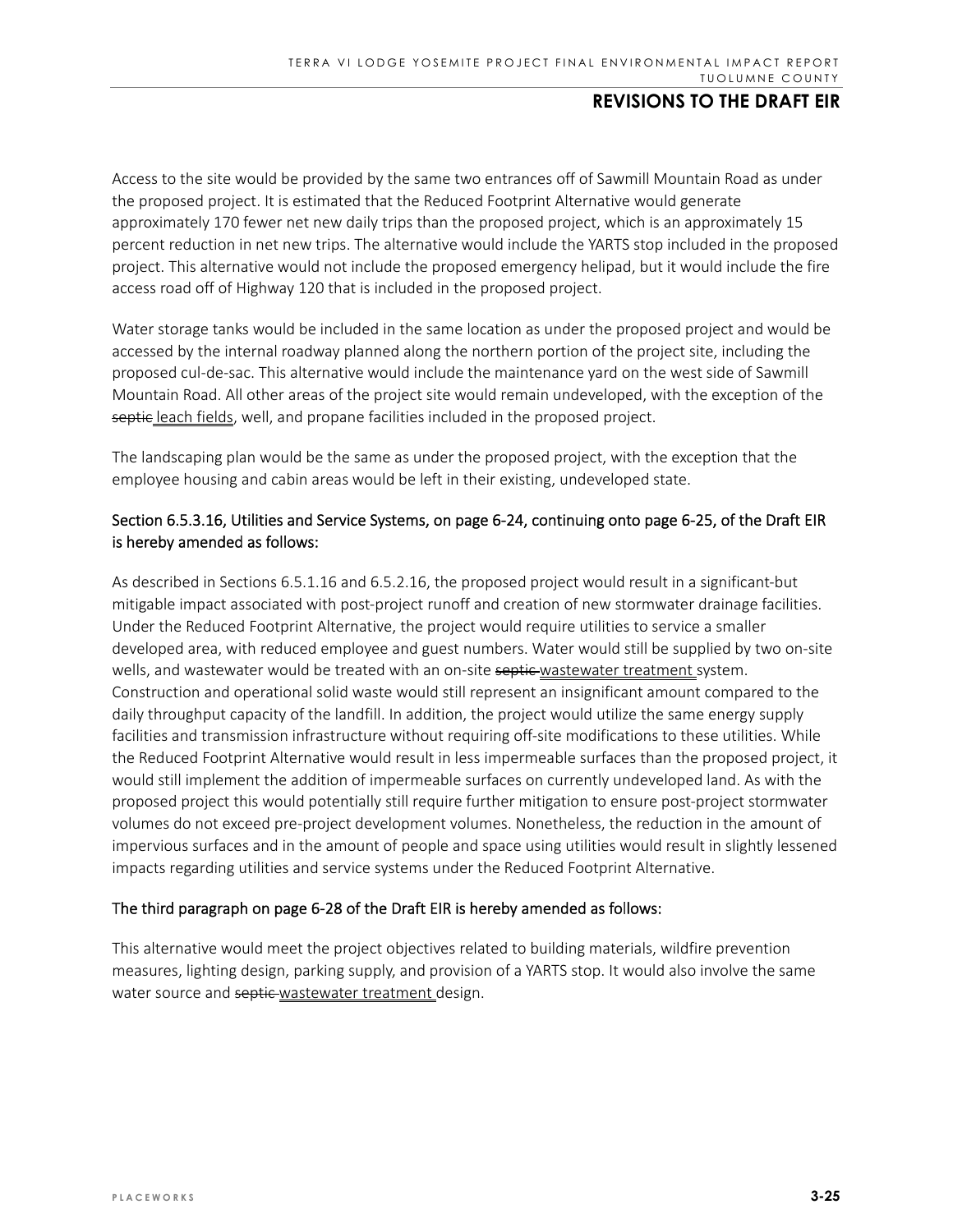Access to the site would be provided by the same two entrances off of Sawmill Mountain Road as under the proposed project. It is estimated that the Reduced Footprint Alternative would generate approximately 170 fewer net new daily trips than the proposed project, which is an approximately 15 percent reduction in net new trips. The alternative would include the YARTS stop included in the proposed project. This alternative would not include the proposed emergency helipad, but it would include the fire access road off of Highway 120 that is included in the proposed project.

Water storage tanks would be included in the same location as under the proposed project and would be accessed by the internal roadway planned along the northern portion of the project site, including the proposed cul-de-sac. This alternative would include the maintenance yard on the west side of Sawmill Mountain Road. All other areas of the project site would remain undeveloped, with the exception of the ~~septic~~ <u>leach fields</u>, well, and propane facilities included in the proposed project.

The landscaping plan would be the same as under the proposed project, with the exception that the employee housing and cabin areas would be left in their existing, undeveloped state.

Section 6.5.3.16, Utilities and Service Systems, on page 6-24, continuing onto page 6-25, of the Draft EIR is hereby amended as follows:

As described in Sections 6.5.1.16 and 6.5.2.16, the proposed project would result in a significant-but mitigable impact associated with post-project runoff and creation of new stormwater drainage facilities. Under the Reduced Footprint Alternative, the project would require utilities to service a smaller developed area, with reduced employee and guest numbers. Water would still be supplied by two on-site wells, and wastewater would be treated with an on-site ~~septic~~ <u>wastewater treatment</u> system. Construction and operational solid waste would still represent an insignificant amount compared to the daily throughput capacity of the landfill. In addition, the project would utilize the same energy supply facilities and transmission infrastructure without requiring off-site modifications to these utilities. While the Reduced Footprint Alternative would result in less impermeable surfaces than the proposed project, it would still implement the addition of impermeable surfaces on currently undeveloped land. As with the proposed project this would potentially still require further mitigation to ensure post-project stormwater volumes do not exceed pre-project development volumes. Nonetheless, the reduction in the amount of impervious surfaces and in the amount of people and space using utilities would result in slightly lessened impacts regarding utilities and service systems under the Reduced Footprint Alternative.

The third paragraph on page 6-28 of the Draft EIR is hereby amended as follows:

This alternative would meet the project objectives related to building materials, wildfire prevention measures, lighting design, parking supply, and provision of a YARTS stop. It would also involve the same water source and ~~septic~~ <u>wastewater treatment</u> design.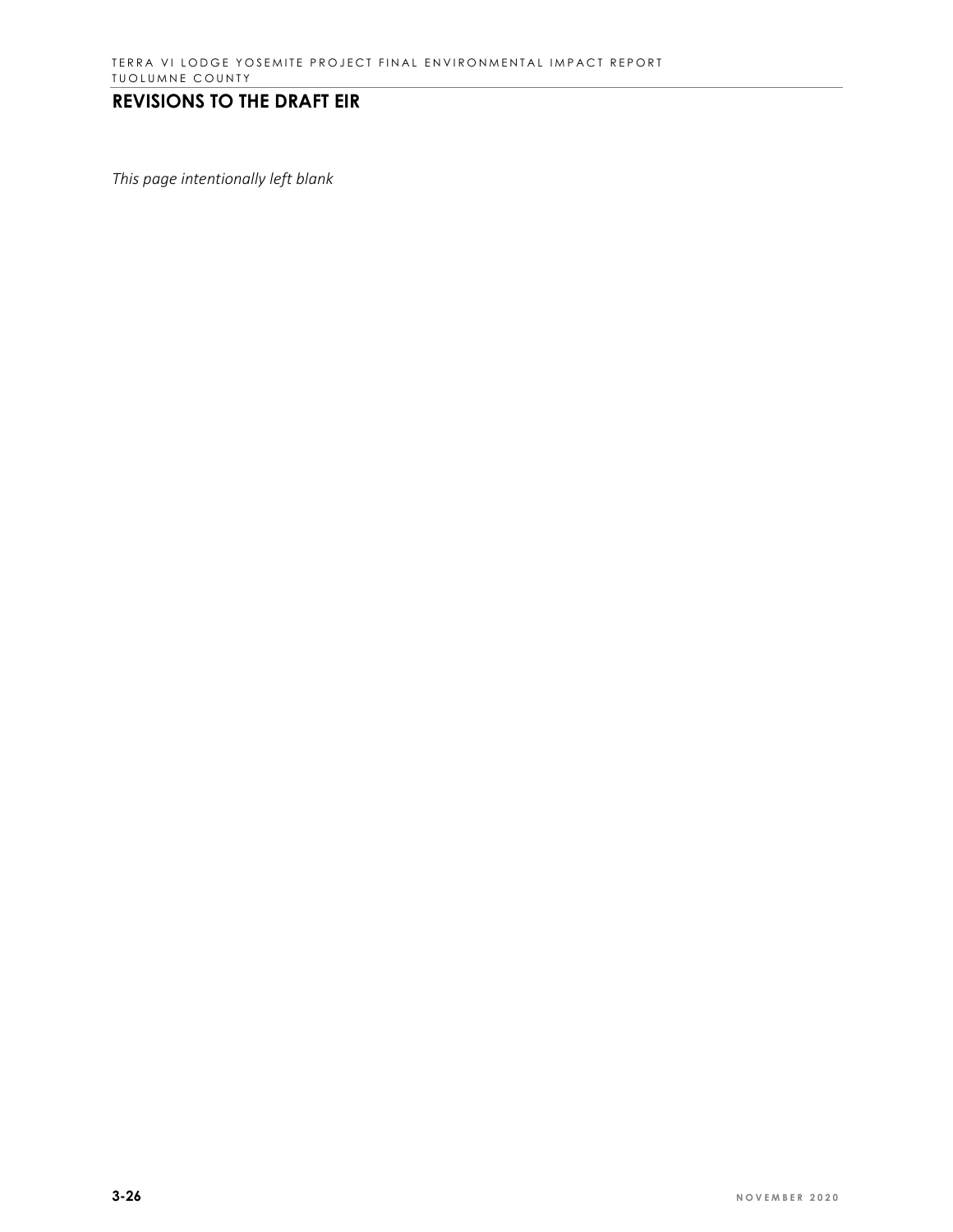## REVISIONS TO THE DRAFT EIR

*This page intentionally left blank*